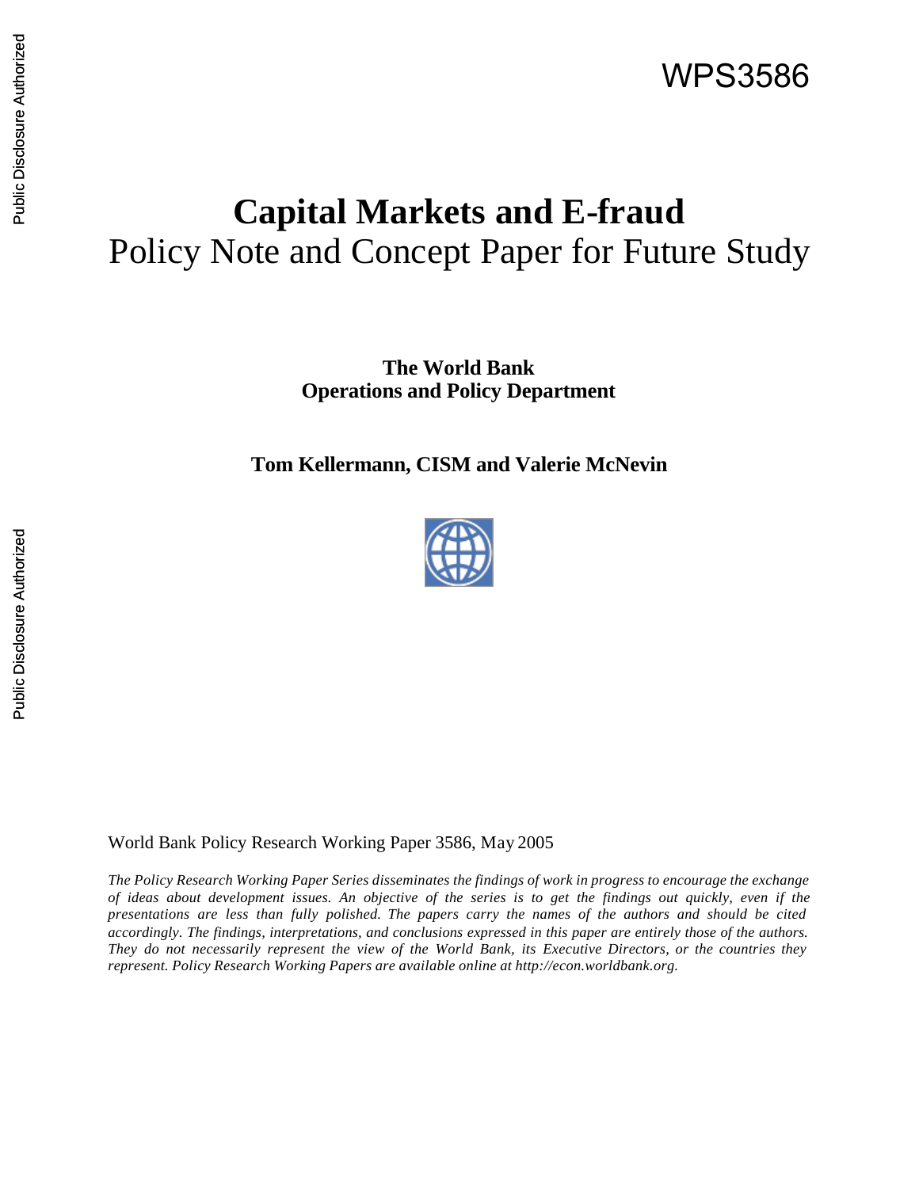WPS3586

# Capital Markets and E-fraud

## Policy Note and Concept Paper for Future Study

**The World Bank**
**Operations and Policy Department**

**Tom Kellermann, CISM and Valerie McNevin**

World Bank Policy Research Working Paper 3586, May 2005

*The Policy Research Working Paper Series disseminates the findings of work in progress to encourage the exchange of ideas about development issues. An objective of the series is to get the findings out quickly, even if the presentations are less than fully polished. The papers carry the names of the authors and should be cited accordingly. The findings, interpretations, and conclusions expressed in this paper are entirely those of the authors. They do not necessarily represent the view of the World Bank, its Executive Directors, or the countries they represent. Policy Research Working Papers are available online at http://econ.worldbank.org.*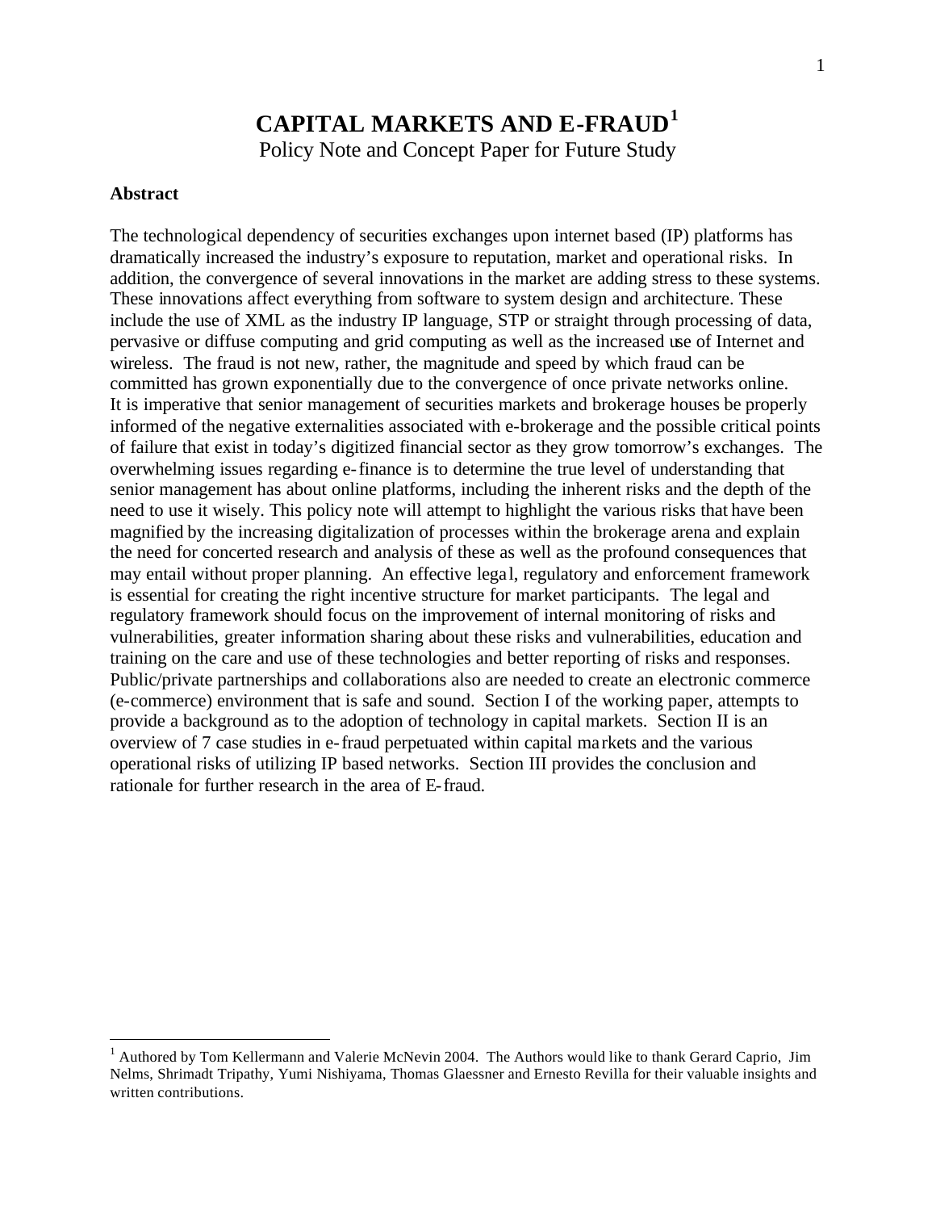# CAPITAL MARKETS AND E-FRAUD[1]

Policy Note and Concept Paper for Future Study

**Abstract**

The technological dependency of securities exchanges upon internet based (IP) platforms has dramatically increased the industry's exposure to reputation, market and operational risks. In addition, the convergence of several innovations in the market are adding stress to these systems. These innovations affect everything from software to system design and architecture. These include the use of XML as the industry IP language, STP or straight through processing of data, pervasive or diffuse computing and grid computing as well as the increased use of Internet and wireless. The fraud is not new, rather, the magnitude and speed by which fraud can be committed has grown exponentially due to the convergence of once private networks online. It is imperative that senior management of securities markets and brokerage houses be properly informed of the negative externalities associated with e-brokerage and the possible critical points of failure that exist in today's digitized financial sector as they grow tomorrow's exchanges. The overwhelming issues regarding e-finance is to determine the true level of understanding that senior management has about online platforms, including the inherent risks and the depth of the need to use it wisely. This policy note will attempt to highlight the various risks that have been magnified by the increasing digitalization of processes within the brokerage arena and explain the need for concerted research and analysis of these as well as the profound consequences that may entail without proper planning. An effective legal, regulatory and enforcement framework is essential for creating the right incentive structure for market participants. The legal and regulatory framework should focus on the improvement of internal monitoring of risks and vulnerabilities, greater information sharing about these risks and vulnerabilities, education and training on the care and use of these technologies and better reporting of risks and responses. Public/private partnerships and collaborations also are needed to create an electronic commerce (e-commerce) environment that is safe and sound. Section I of the working paper, attempts to provide a background as to the adoption of technology in capital markets. Section II is an overview of 7 case studies in e-fraud perpetuated within capital markets and the various operational risks of utilizing IP based networks. Section III provides the conclusion and rationale for further research in the area of E-fraud.

[1] Authored by Tom Kellermann and Valerie McNevin 2004. The Authors would like to thank Gerard Caprio, Jim Nelms, Shrimadt Tripathy, Yumi Nishiyama, Thomas Glaessner and Ernesto Revilla for their valuable insights and written contributions.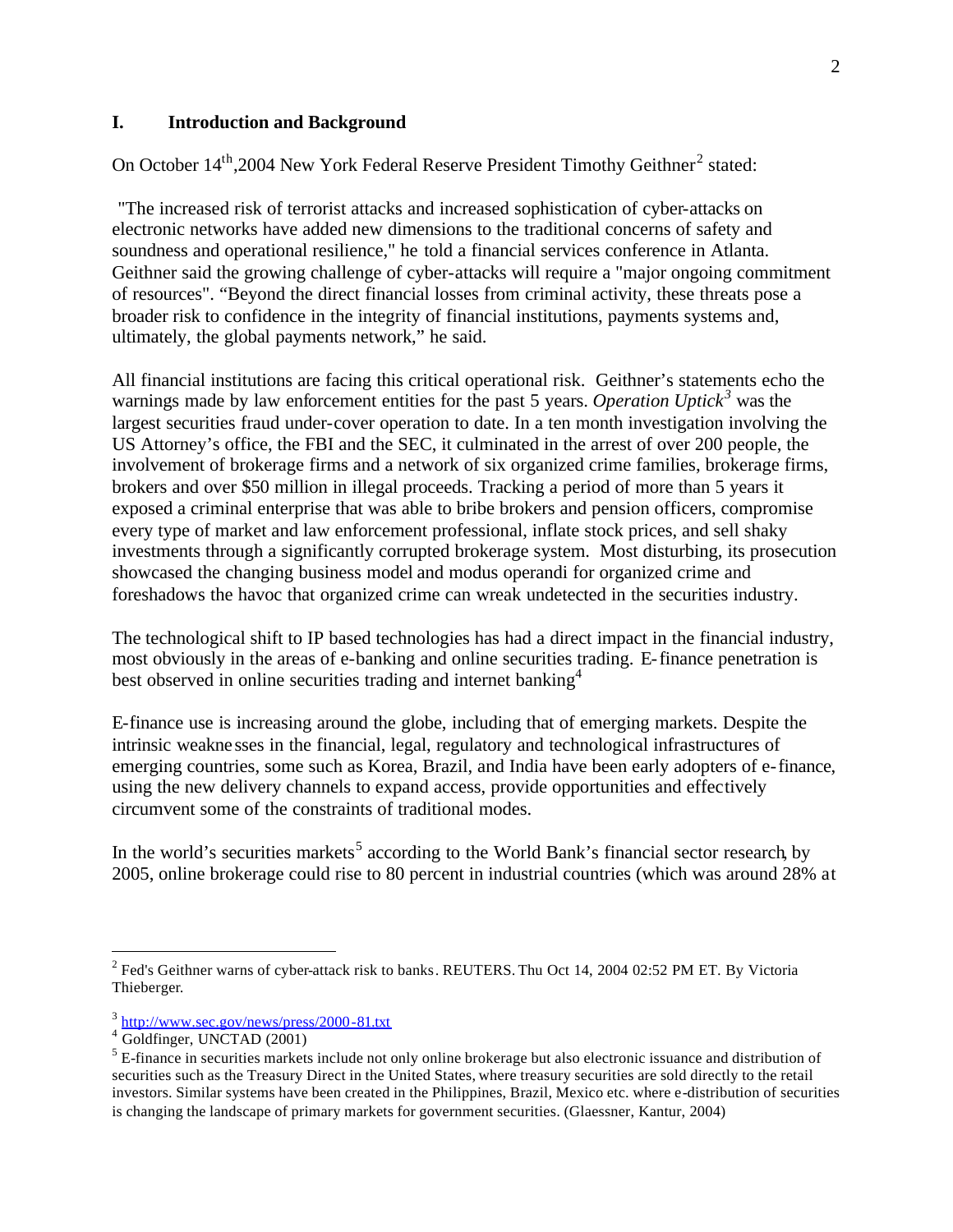## I. Introduction and Background

On October 14th, 2004 New York Federal Reserve President Timothy Geithner[2] stated:

"The increased risk of terrorist attacks and increased sophistication of cyber-attacks on electronic networks have added new dimensions to the traditional concerns of safety and soundness and operational resilience," he told a financial services conference in Atlanta. Geithner said the growing challenge of cyber-attacks will require a "major ongoing commitment of resources". "Beyond the direct financial losses from criminal activity, these threats pose a broader risk to confidence in the integrity of financial institutions, payments systems and, ultimately, the global payments network," he said.

All financial institutions are facing this critical operational risk. Geithner's statements echo the warnings made by law enforcement entities for the past 5 years. *Operation Uptick*[3] was the largest securities fraud under-cover operation to date. In a ten month investigation involving the US Attorney's office, the FBI and the SEC, it culminated in the arrest of over 200 people, the involvement of brokerage firms and a network of six organized crime families, brokerage firms, brokers and over $50 million in illegal proceeds. Tracking a period of more than 5 years it exposed a criminal enterprise that was able to bribe brokers and pension officers, compromise every type of market and law enforcement professional, inflate stock prices, and sell shaky investments through a significantly corrupted brokerage system. Most disturbing, its prosecution showcased the changing business model and modus operandi for organized crime and foreshadows the havoc that organized crime can wreak undetected in the securities industry.

The technological shift to IP based technologies has had a direct impact in the financial industry, most obviously in the areas of e-banking and online securities trading. E-finance penetration is best observed in online securities trading and internet banking[4]

E-finance use is increasing around the globe, including that of emerging markets. Despite the intrinsic weaknesses in the financial, legal, regulatory and technological infrastructures of emerging countries, some such as Korea, Brazil, and India have been early adopters of e-finance, using the new delivery channels to expand access, provide opportunities and effectively circumvent some of the constraints of traditional modes.

In the world's securities markets[5] according to the World Bank's financial sector research, by 2005, online brokerage could rise to 80 percent in industrial countries (which was around 28% at

---

[2] Fed's Geithner warns of cyber-attack risk to banks. REUTERS. Thu Oct 14, 2004 02:52 PM ET. By Victoria Thieberger.

[3] http://www.sec.gov/news/press/2000-81.txt

[4] Goldfinger, UNCTAD (2001)

[5] E-finance in securities markets include not only online brokerage but also electronic issuance and distribution of securities such as the Treasury Direct in the United States, where treasury securities are sold directly to the retail investors. Similar systems have been created in the Philippines, Brazil, Mexico etc. where e-distribution of securities is changing the landscape of primary markets for government securities. (Glaessner, Kantur, 2004)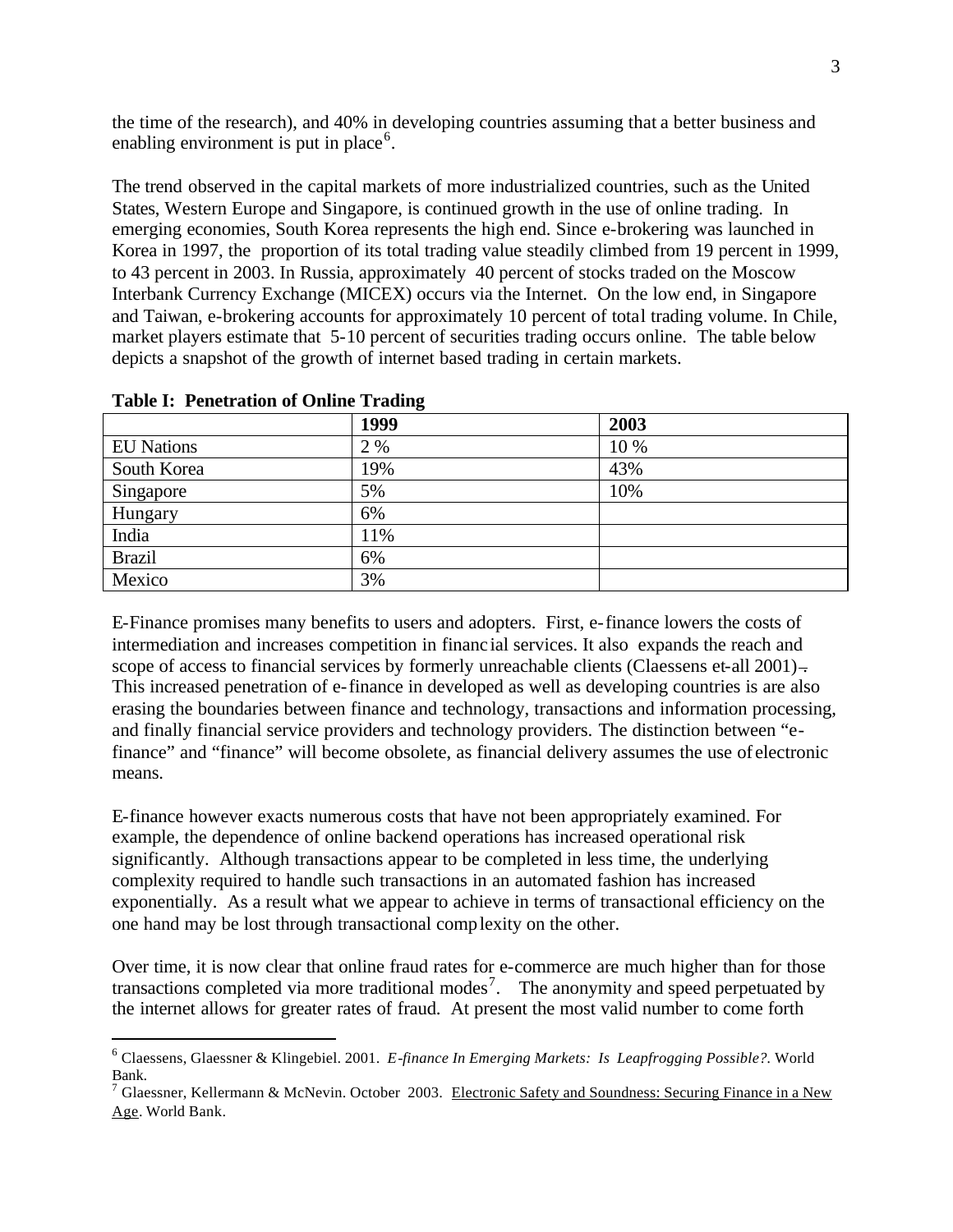the time of the research), and 40% in developing countries assuming that a better business and enabling environment is put in place[6].

The trend observed in the capital markets of more industrialized countries, such as the United States, Western Europe and Singapore, is continued growth in the use of online trading. In emerging economies, South Korea represents the high end. Since e-brokering was launched in Korea in 1997, the proportion of its total trading value steadily climbed from 19 percent in 1999, to 43 percent in 2003. In Russia, approximately 40 percent of stocks traded on the Moscow Interbank Currency Exchange (MICEX) occurs via the Internet. On the low end, in Singapore and Taiwan, e-brokering accounts for approximately 10 percent of total trading volume. In Chile, market players estimate that 5-10 percent of securities trading occurs online. The table below depicts a snapshot of the growth of internet based trading in certain markets.

**Table I: Penetration of Online Trading**

| | **1999** | **2003** |
|---|---|---|
| EU Nations | 2 % | 10 % |
| South Korea | 19% | 43% |
| Singapore | 5% | 10% |
| Hungary | 6% | |
| India | 11% | |
| Brazil | 6% | |
| Mexico | 3% | |

E-Finance promises many benefits to users and adopters. First, e-finance lowers the costs of intermediation and increases competition in financial services. It also expands the reach and scope of access to financial services by formerly unreachable clients (Claessens et-all 2001). This increased penetration of e-finance in developed as well as developing countries is are also erasing the boundaries between finance and technology, transactions and information processing, and finally financial service providers and technology providers. The distinction between "e-finance" and "finance" will become obsolete, as financial delivery assumes the use of electronic means.

E-finance however exacts numerous costs that have not been appropriately examined. For example, the dependence of online backend operations has increased operational risk significantly. Although transactions appear to be completed in less time, the underlying complexity required to handle such transactions in an automated fashion has increased exponentially. As a result what we appear to achieve in terms of transactional efficiency on the one hand may be lost through transactional complexity on the other.

Over time, it is now clear that online fraud rates for e-commerce are much higher than for those transactions completed via more traditional modes[7]. The anonymity and speed perpetuated by the internet allows for greater rates of fraud. At present the most valid number to come forth

---

[6] Claessens, Glaessner & Klingebiel. 2001. *E-finance In Emerging Markets: Is Leapfrogging Possible?*. World Bank.

[7] Glaessner, Kellermann & McNevin. October 2003. Electronic Safety and Soundness: Securing Finance in a New Age. World Bank.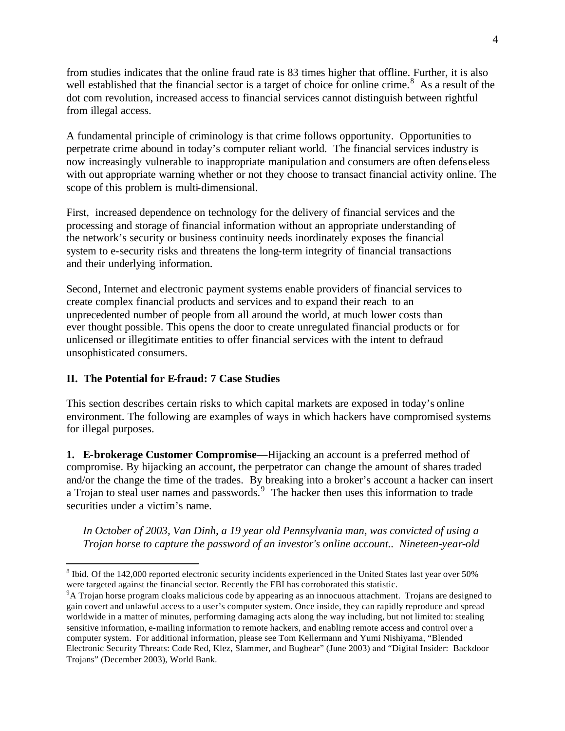from studies indicates that the online fraud rate is 83 times higher that offline. Further, it is also well established that the financial sector is a target of choice for online crime.[8] As a result of the dot com revolution, increased access to financial services cannot distinguish between rightful from illegal access.

A fundamental principle of criminology is that crime follows opportunity. Opportunities to perpetrate crime abound in today's computer reliant world. The financial services industry is now increasingly vulnerable to inappropriate manipulation and consumers are often defenseless with out appropriate warning whether or not they choose to transact financial activity online. The scope of this problem is multi-dimensional.

First, increased dependence on technology for the delivery of financial services and the processing and storage of financial information without an appropriate understanding of the network's security or business continuity needs inordinately exposes the financial system to e-security risks and threatens the long-term integrity of financial transactions and their underlying information.

Second, Internet and electronic payment systems enable providers of financial services to create complex financial products and services and to expand their reach to an unprecedented number of people from all around the world, at much lower costs than ever thought possible. This opens the door to create unregulated financial products or for unlicensed or illegitimate entities to offer financial services with the intent to defraud unsophisticated consumers.

## II. The Potential for E-fraud: 7 Case Studies

This section describes certain risks to which capital markets are exposed in today's online environment. The following are examples of ways in which hackers have compromised systems for illegal purposes.

**1. E-brokerage Customer Compromise**—Hijacking an account is a preferred method of compromise. By hijacking an account, the perpetrator can change the amount of shares traded and/or the change the time of the trades. By breaking into a broker's account a hacker can insert a Trojan to steal user names and passwords.[9] The hacker then uses this information to trade securities under a victim's name.

*In October of 2003, Van Dinh, a 19 year old Pennsylvania man, was convicted of using a Trojan horse to capture the password of an investor's online account.. Nineteen-year-old*

---

[8] Ibid. Of the 142,000 reported electronic security incidents experienced in the United States last year over 50% were targeted against the financial sector. Recently the FBI has corroborated this statistic.

[9] A Trojan horse program cloaks malicious code by appearing as an innocuous attachment. Trojans are designed to gain covert and unlawful access to a user's computer system. Once inside, they can rapidly reproduce and spread worldwide in a matter of minutes, performing damaging acts along the way including, but not limited to: stealing sensitive information, e-mailing information to remote hackers, and enabling remote access and control over a computer system. For additional information, please see Tom Kellermann and Yumi Nishiyama, "Blended Electronic Security Threats: Code Red, Klez, Slammer, and Bugbear" (June 2003) and "Digital Insider: Backdoor Trojans" (December 2003), World Bank.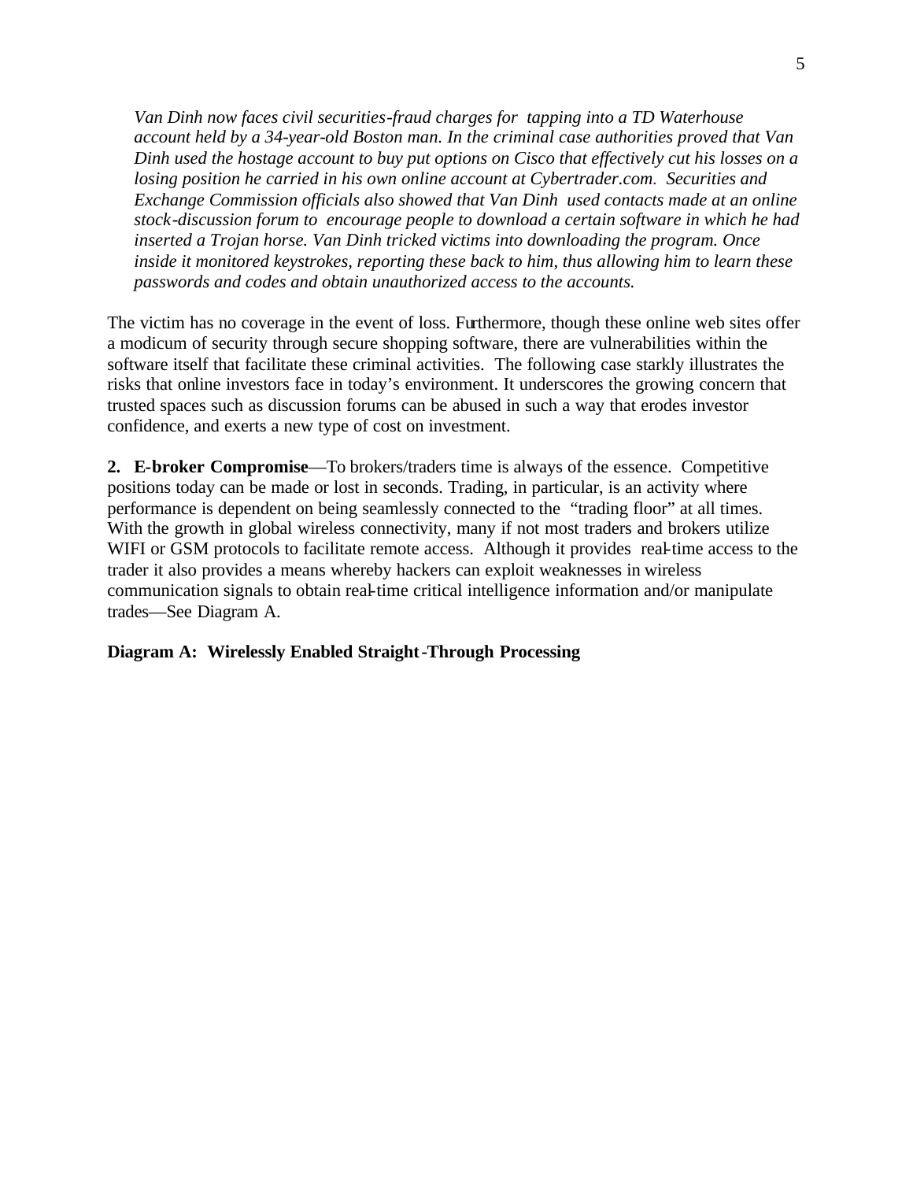*Van Dinh now faces civil securities-fraud charges for tapping into a TD Waterhouse account held by a 34-year-old Boston man. In the criminal case authorities proved that Van Dinh used the hostage account to buy put options on Cisco that effectively cut his losses on a losing position he carried in his own online account at Cybertrader.com. Securities and Exchange Commission officials also showed that Van Dinh used contacts made at an online stock-discussion forum to encourage people to download a certain software in which he had inserted a Trojan horse. Van Dinh tricked victims into downloading the program. Once inside it monitored keystrokes, reporting these back to him, thus allowing him to learn these passwords and codes and obtain unauthorized access to the accounts.*

The victim has no coverage in the event of loss. Furthermore, though these online web sites offer a modicum of security through secure shopping software, there are vulnerabilities within the software itself that facilitate these criminal activities. The following case starkly illustrates the risks that online investors face in today's environment. It underscores the growing concern that trusted spaces such as discussion forums can be abused in such a way that erodes investor confidence, and exerts a new type of cost on investment.

**2. E-broker Compromise**—To brokers/traders time is always of the essence. Competitive positions today can be made or lost in seconds. Trading, in particular, is an activity where performance is dependent on being seamlessly connected to the "trading floor" at all times. With the growth in global wireless connectivity, many if not most traders and brokers utilize WIFI or GSM protocols to facilitate remote access. Although it provides real-time access to the trader it also provides a means whereby hackers can exploit weaknesses in wireless communication signals to obtain real-time critical intelligence information and/or manipulate trades—See Diagram A.

**Diagram A: Wirelessly Enabled Straight-Through Processing**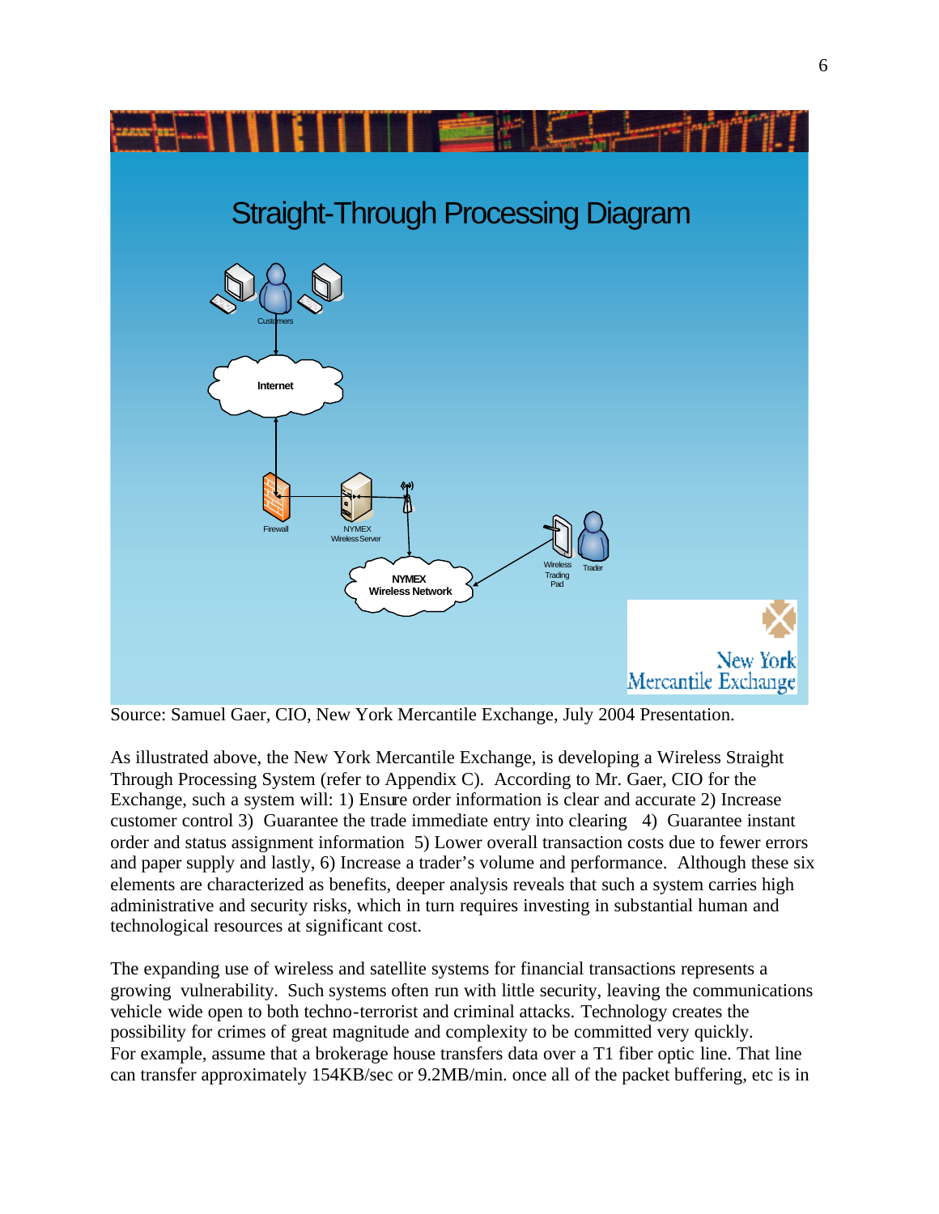## Straight-Through Processing Diagram

Customers

Internet

Firewall

NYMEX Wireless Server

NYMEX Wireless Network

Wireless Trading Pad

Trader

New York Mercantile Exchange

Source: Samuel Gaer, CIO, New York Mercantile Exchange, July 2004 Presentation.

As illustrated above, the New York Mercantile Exchange, is developing a Wireless Straight Through Processing System (refer to Appendix C). According to Mr. Gaer, CIO for the Exchange, such a system will: 1) Ensure order information is clear and accurate 2) Increase customer control 3) Guarantee the trade immediate entry into clearing 4) Guarantee instant order and status assignment information 5) Lower overall transaction costs due to fewer errors and paper supply and lastly, 6) Increase a trader's volume and performance. Although these six elements are characterized as benefits, deeper analysis reveals that such a system carries high administrative and security risks, which in turn requires investing in substantial human and technological resources at significant cost.

The expanding use of wireless and satellite systems for financial transactions represents a growing vulnerability. Such systems often run with little security, leaving the communications vehicle wide open to both techno-terrorist and criminal attacks. Technology creates the possibility for crimes of great magnitude and complexity to be committed very quickly. For example, assume that a brokerage house transfers data over a T1 fiber optic line. That line can transfer approximately 154KB/sec or 9.2MB/min. once all of the packet buffering, etc is in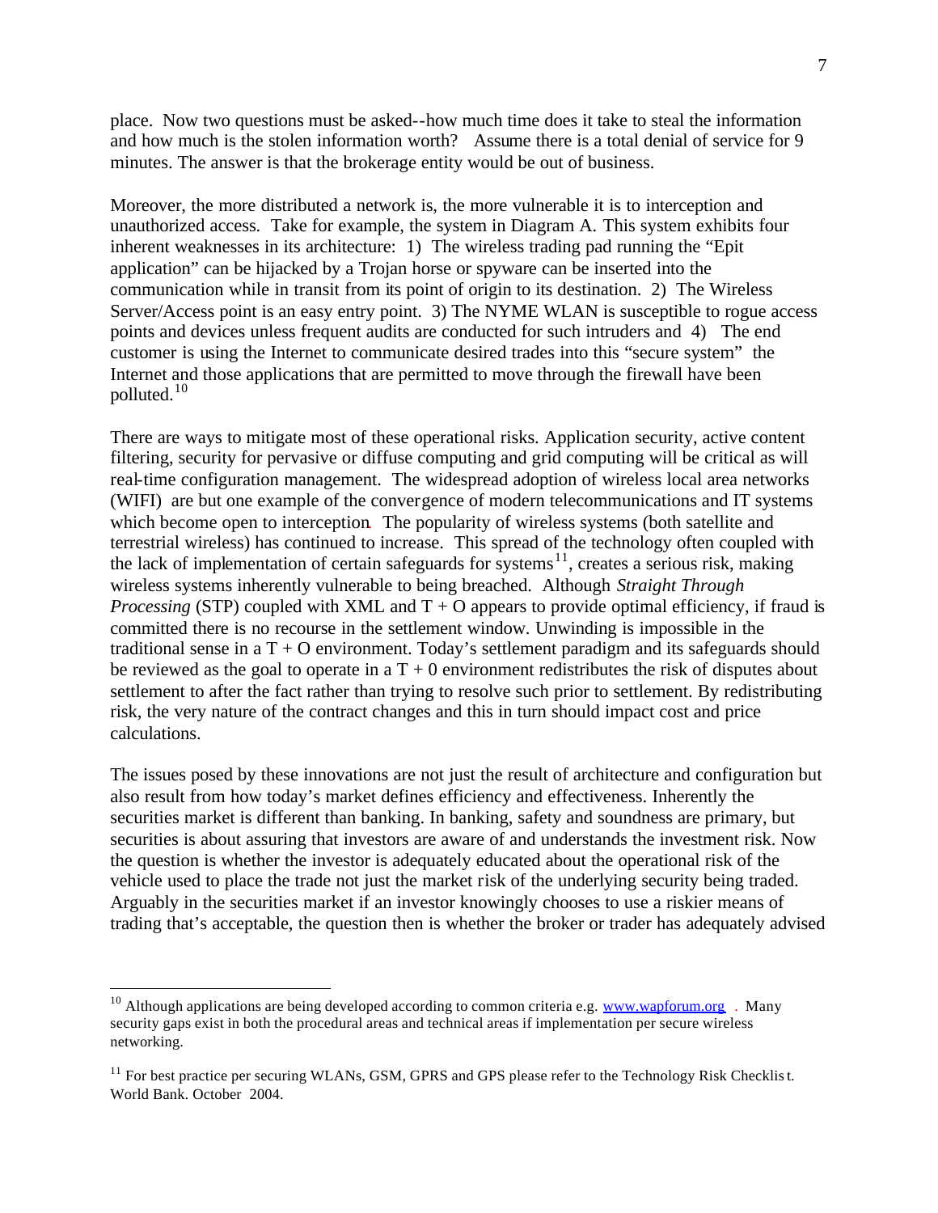place. Now two questions must be asked--how much time does it take to steal the information and how much is the stolen information worth? Assume there is a total denial of service for 9 minutes. The answer is that the brokerage entity would be out of business.

Moreover, the more distributed a network is, the more vulnerable it is to interception and unauthorized access. Take for example, the system in Diagram A. This system exhibits four inherent weaknesses in its architecture: 1) The wireless trading pad running the "Epit application" can be hijacked by a Trojan horse or spyware can be inserted into the communication while in transit from its point of origin to its destination. 2) The Wireless Server/Access point is an easy entry point. 3) The NYME WLAN is susceptible to rogue access points and devices unless frequent audits are conducted for such intruders and 4) The end customer is using the Internet to communicate desired trades into this "secure system" the Internet and those applications that are permitted to move through the firewall have been polluted.[10]

There are ways to mitigate most of these operational risks. Application security, active content filtering, security for pervasive or diffuse computing and grid computing will be critical as will real-time configuration management. The widespread adoption of wireless local area networks (WIFI) are but one example of the convergence of modern telecommunications and IT systems which become open to interception. The popularity of wireless systems (both satellite and terrestrial wireless) has continued to increase. This spread of the technology often coupled with the lack of implementation of certain safeguards for systems[11], creates a serious risk, making wireless systems inherently vulnerable to being breached. Although *Straight Through Processing* (STP) coupled with XML and T + O appears to provide optimal efficiency, if fraud is committed there is no recourse in the settlement window. Unwinding is impossible in the traditional sense in a T + O environment. Today's settlement paradigm and its safeguards should be reviewed as the goal to operate in a T + 0 environment redistributes the risk of disputes about settlement to after the fact rather than trying to resolve such prior to settlement. By redistributing risk, the very nature of the contract changes and this in turn should impact cost and price calculations.

The issues posed by these innovations are not just the result of architecture and configuration but also result from how today's market defines efficiency and effectiveness. Inherently the securities market is different than banking. In banking, safety and soundness are primary, but securities is about assuring that investors are aware of and understands the investment risk. Now the question is whether the investor is adequately educated about the operational risk of the vehicle used to place the trade not just the market risk of the underlying security being traded. Arguably in the securities market if an investor knowingly chooses to use a riskier means of trading that's acceptable, the question then is whether the broker or trader has adequately advised

---

[10] Although applications are being developed according to common criteria e.g. www.wapforum.org . Many security gaps exist in both the procedural areas and technical areas if implementation per secure wireless networking.

[11] For best practice per securing WLANs, GSM, GPRS and GPS please refer to the Technology Risk Checklist. World Bank. October 2004.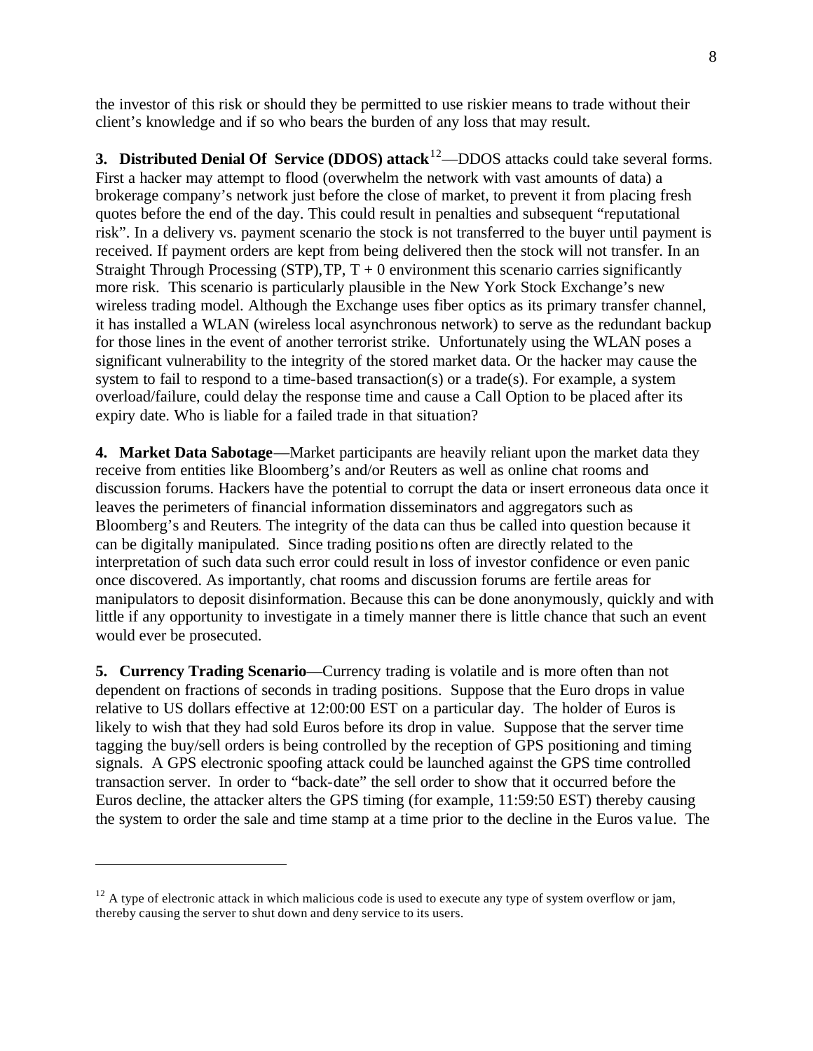the investor of this risk or should they be permitted to use riskier means to trade without their client's knowledge and if so who bears the burden of any loss that may result.

**3. Distributed Denial Of Service (DDOS) attack**[12]—DDOS attacks could take several forms. First a hacker may attempt to flood (overwhelm the network with vast amounts of data) a brokerage company's network just before the close of market, to prevent it from placing fresh quotes before the end of the day. This could result in penalties and subsequent "reputational risk". In a delivery vs. payment scenario the stock is not transferred to the buyer until payment is received. If payment orders are kept from being delivered then the stock will not transfer. In an Straight Through Processing (STP),TP, T + 0 environment this scenario carries significantly more risk. This scenario is particularly plausible in the New York Stock Exchange's new wireless trading model. Although the Exchange uses fiber optics as its primary transfer channel, it has installed a WLAN (wireless local asynchronous network) to serve as the redundant backup for those lines in the event of another terrorist strike. Unfortunately using the WLAN poses a significant vulnerability to the integrity of the stored market data. Or the hacker may cause the system to fail to respond to a time-based transaction(s) or a trade(s). For example, a system overload/failure, could delay the response time and cause a Call Option to be placed after its expiry date. Who is liable for a failed trade in that situation?

**4. Market Data Sabotage**—Market participants are heavily reliant upon the market data they receive from entities like Bloomberg's and/or Reuters as well as online chat rooms and discussion forums. Hackers have the potential to corrupt the data or insert erroneous data once it leaves the perimeters of financial information disseminators and aggregators such as Bloomberg's and Reuters. The integrity of the data can thus be called into question because it can be digitally manipulated. Since trading positions often are directly related to the interpretation of such data such error could result in loss of investor confidence or even panic once discovered. As importantly, chat rooms and discussion forums are fertile areas for manipulators to deposit disinformation. Because this can be done anonymously, quickly and with little if any opportunity to investigate in a timely manner there is little chance that such an event would ever be prosecuted.

**5. Currency Trading Scenario**—Currency trading is volatile and is more often than not dependent on fractions of seconds in trading positions. Suppose that the Euro drops in value relative to US dollars effective at 12:00:00 EST on a particular day. The holder of Euros is likely to wish that they had sold Euros before its drop in value. Suppose that the server time tagging the buy/sell orders is being controlled by the reception of GPS positioning and timing signals. A GPS electronic spoofing attack could be launched against the GPS time controlled transaction server. In order to "back-date" the sell order to show that it occurred before the Euros decline, the attacker alters the GPS timing (for example, 11:59:50 EST) thereby causing the system to order the sale and time stamp at a time prior to the decline in the Euros value. The

---

[12] A type of electronic attack in which malicious code is used to execute any type of system overflow or jam, thereby causing the server to shut down and deny service to its users.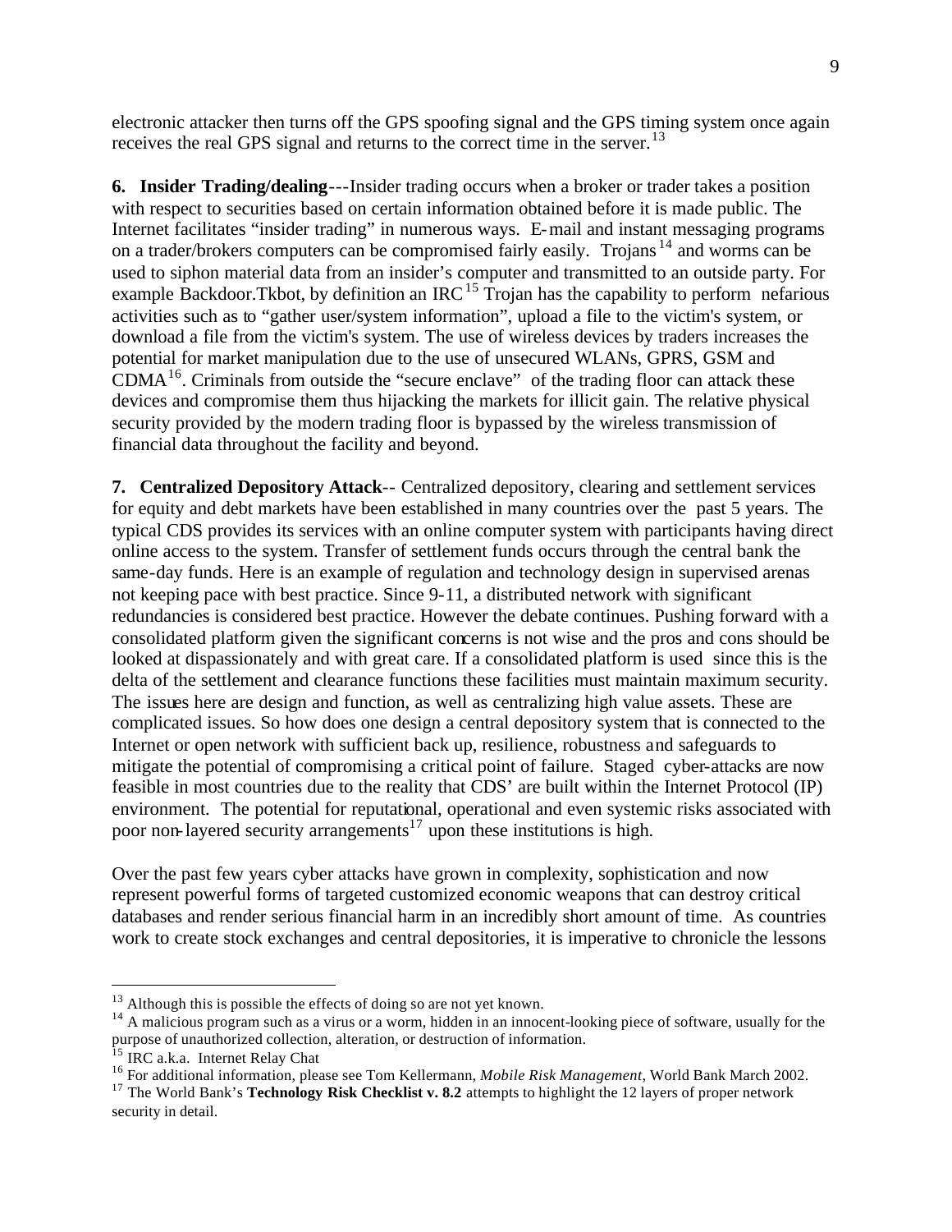electronic attacker then turns off the GPS spoofing signal and the GPS timing system once again receives the real GPS signal and returns to the correct time in the server.[13]

**6. Insider Trading/dealing**---Insider trading occurs when a broker or trader takes a position with respect to securities based on certain information obtained before it is made public. The Internet facilitates "insider trading" in numerous ways. E-mail and instant messaging programs on a trader/brokers computers can be compromised fairly easily. Trojans[14] and worms can be used to siphon material data from an insider's computer and transmitted to an outside party. For example Backdoor.Tkbot, by definition an IRC[15] Trojan has the capability to perform nefarious activities such as to "gather user/system information", upload a file to the victim's system, or download a file from the victim's system. The use of wireless devices by traders increases the potential for market manipulation due to the use of unsecured WLANs, GPRS, GSM and CDMA[16]. Criminals from outside the "secure enclave" of the trading floor can attack these devices and compromise them thus hijacking the markets for illicit gain. The relative physical security provided by the modern trading floor is bypassed by the wireless transmission of financial data throughout the facility and beyond.

**7. Centralized Depository Attack**-- Centralized depository, clearing and settlement services for equity and debt markets have been established in many countries over the past 5 years. The typical CDS provides its services with an online computer system with participants having direct online access to the system. Transfer of settlement funds occurs through the central bank the same-day funds. Here is an example of regulation and technology design in supervised arenas not keeping pace with best practice. Since 9-11, a distributed network with significant redundancies is considered best practice. However the debate continues. Pushing forward with a consolidated platform given the significant concerns is not wise and the pros and cons should be looked at dispassionately and with great care. If a consolidated platform is used since this is the delta of the settlement and clearance functions these facilities must maintain maximum security. The issues here are design and function, as well as centralizing high value assets. These are complicated issues. So how does one design a central depository system that is connected to the Internet or open network with sufficient back up, resilience, robustness and safeguards to mitigate the potential of compromising a critical point of failure. Staged cyber-attacks are now feasible in most countries due to the reality that CDS' are built within the Internet Protocol (IP) environment. The potential for reputational, operational and even systemic risks associated with poor non-layered security arrangements[17] upon these institutions is high.

Over the past few years cyber attacks have grown in complexity, sophistication and now represent powerful forms of targeted customized economic weapons that can destroy critical databases and render serious financial harm in an incredibly short amount of time. As countries work to create stock exchanges and central depositories, it is imperative to chronicle the lessons

---

[13] Although this is possible the effects of doing so are not yet known.

[14] A malicious program such as a virus or a worm, hidden in an innocent-looking piece of software, usually for the purpose of unauthorized collection, alteration, or destruction of information.

[15] IRC a.k.a. Internet Relay Chat

[16] For additional information, please see Tom Kellermann, *Mobile Risk Management*, World Bank March 2002.

[17] The World Bank's **Technology Risk Checklist v. 8.2** attempts to highlight the 12 layers of proper network security in detail.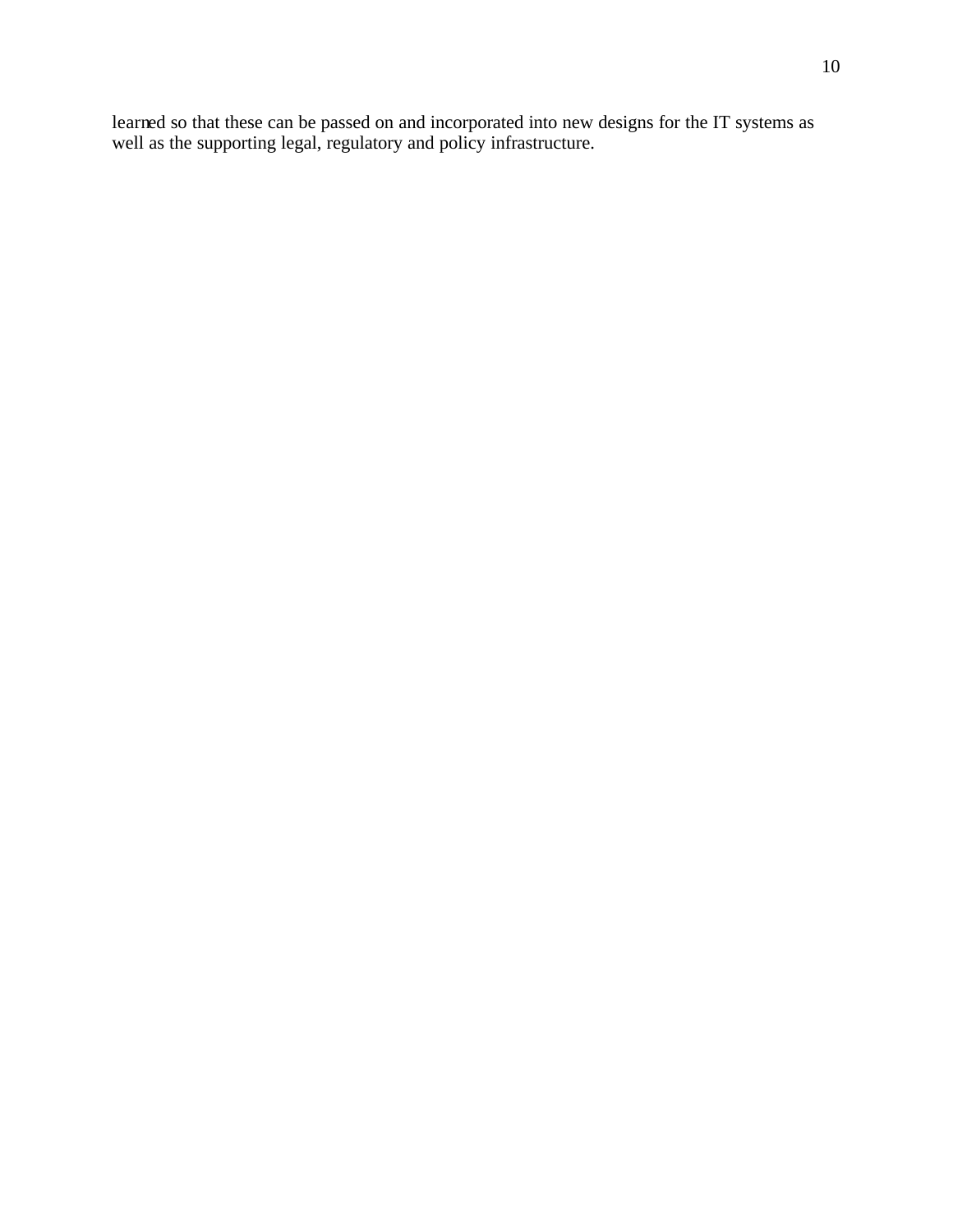learned so that these can be passed on and incorporated into new designs for the IT systems as well as the supporting legal, regulatory and policy infrastructure.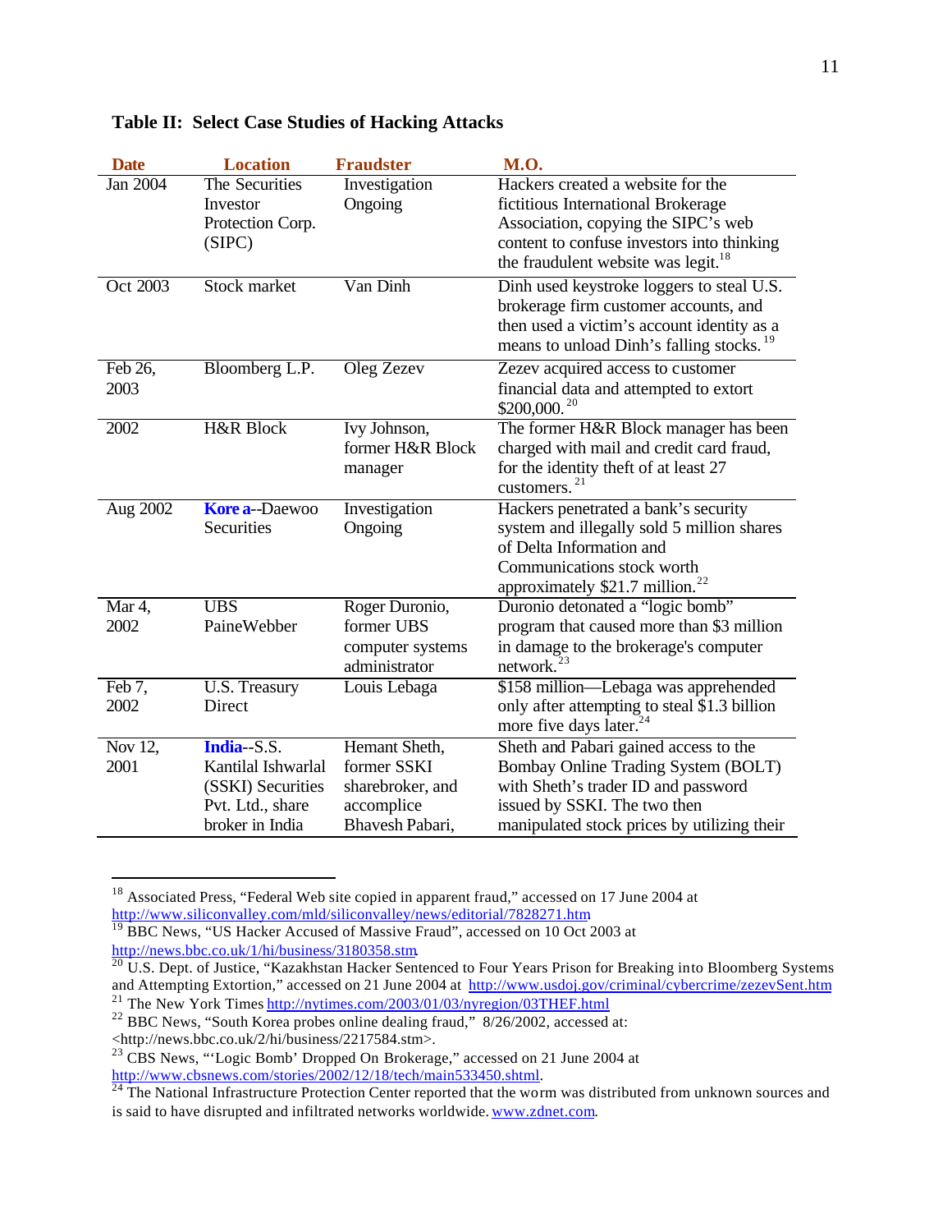**Table II: Select Case Studies of Hacking Attacks**

| Date | Location | Fraudster | M.O. |
|---|---|---|---|
| Jan 2004 | The Securities Investor Protection Corp. (SIPC) | Investigation Ongoing | Hackers created a website for the fictitious International Brokerage Association, copying the SIPC's web content to confuse investors into thinking the fraudulent website was legit.[18] |
| Oct 2003 | Stock market | Van Dinh | Dinh used keystroke loggers to steal U.S. brokerage firm customer accounts, and then used a victim's account identity as a means to unload Dinh's falling stocks.[19] |
| Feb 26, 2003 | Bloomberg L.P. | Oleg Zezev | Zezev acquired access to customer financial data and attempted to extort $200,000.[20] |
| 2002 | H&R Block | Ivy Johnson, former H&R Block manager | The former H&R Block manager has been charged with mail and credit card fraud, for the identity theft of at least 27 customers.[21] |
| Aug 2002 | Kore a--Daewoo Securities | Investigation Ongoing | Hackers penetrated a bank's security system and illegally sold 5 million shares of Delta Information and Communications stock worth approximately $21.7 million.[22] |
| Mar 4, 2002 | UBS PaineWebber | Roger Duronio, former UBS computer systems administrator | Duronio detonated a "logic bomb" program that caused more than $3 million in damage to the brokerage's computer network.[23] |
| Feb 7, 2002 | U.S. Treasury Direct | Louis Lebaga | $158 million—Lebaga was apprehended only after attempting to steal $1.3 billion more five days later.[24] |
| Nov 12, 2001 | India--S.S. Kantilal Ishwarlal (SSKI) Securities Pvt. Ltd., share broker in India | Hemant Sheth, former SSKI sharebroker, and accomplice Bhavesh Pabari, | Sheth and Pabari gained access to the Bombay Online Trading System (BOLT) with Sheth's trader ID and password issued by SSKI. The two then manipulated stock prices by utilizing their |

[18] Associated Press, "Federal Web site copied in apparent fraud," accessed on 17 June 2004 at http://www.siliconvalley.com/mld/siliconvalley/news/editorial/7828271.htm

[19] BBC News, "US Hacker Accused of Massive Fraud", accessed on 10 Oct 2003 at http://news.bbc.co.uk/1/hi/business/3180358.stm.

[20] U.S. Dept. of Justice, "Kazakhstan Hacker Sentenced to Four Years Prison for Breaking into Bloomberg Systems and Attempting Extortion," accessed on 21 June 2004 at http://www.usdoj.gov/criminal/cybercrime/zezevSent.htm

[21] The New York Times http://nytimes.com/2003/01/03/nyregion/03THEF.html

[22] BBC News, "South Korea probes online dealing fraud," 8/26/2002, accessed at: <http://news.bbc.co.uk/2/hi/business/2217584.stm>.

[23] CBS News, "'Logic Bomb' Dropped On Brokerage," accessed on 21 June 2004 at http://www.cbsnews.com/stories/2002/12/18/tech/main533450.shtml.

[24] The National Infrastructure Protection Center reported that the worm was distributed from unknown sources and is said to have disrupted and infiltrated networks worldwide. www.zdnet.com.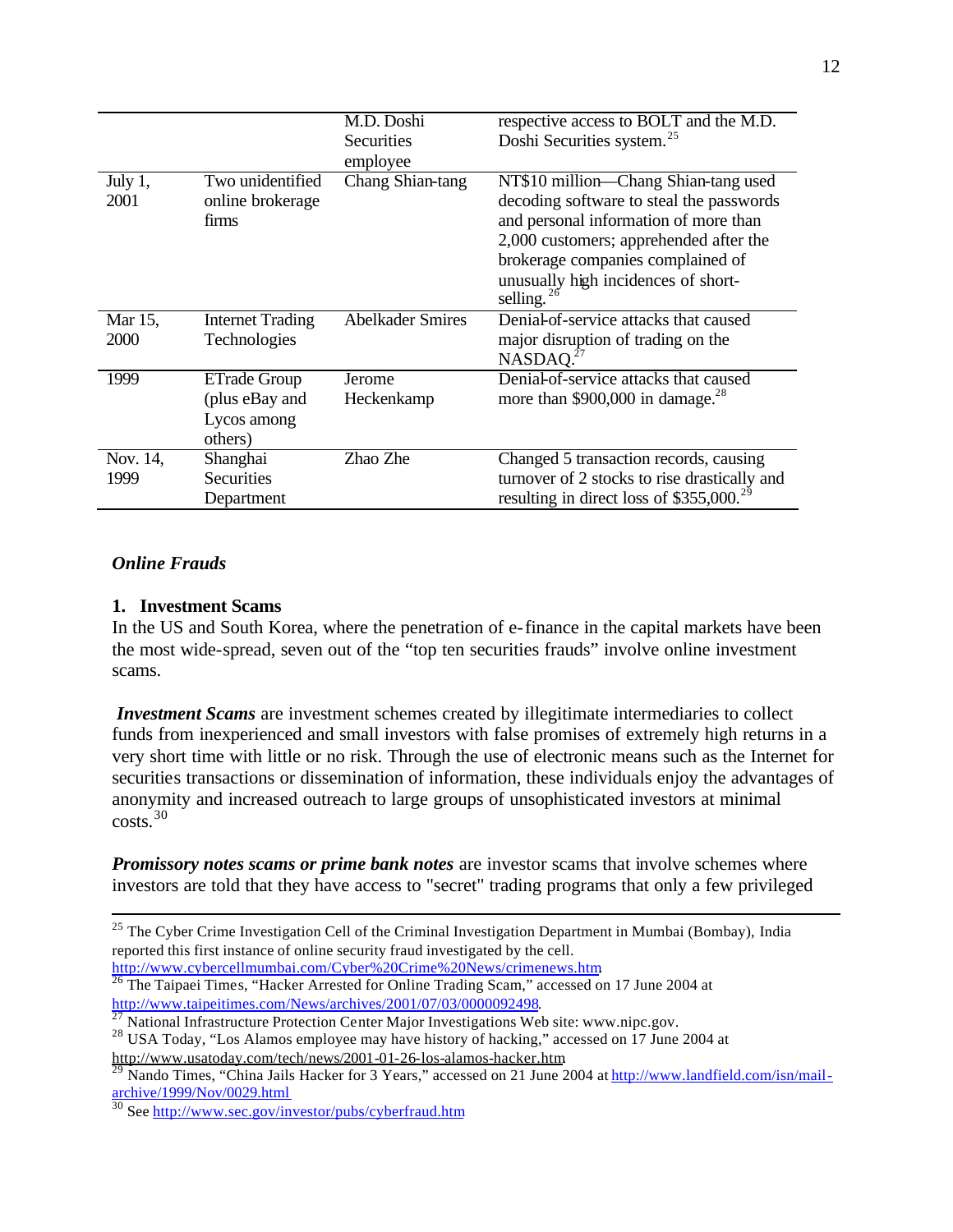| | | | |
|---|---|---|---|
| | | M.D. Doshi Securities employee | respective access to BOLT and the M.D. Doshi Securities system.[25] |
| July 1, 2001 | Two unidentified online brokerage firms | Chang Shian-tang | NT$10 million—Chang Shian-tang used decoding software to steal the passwords and personal information of more than 2,000 customers; apprehended after the brokerage companies complained of unusually high incidences of short-selling.[26] |
| Mar 15, 2000 | Internet Trading Technologies | Abelkader Smires | Denial-of-service attacks that caused major disruption of trading on the NASDAQ.[27] |
| 1999 | ETrade Group (plus eBay and Lycos among others) | Jerome Heckenkamp | Denial-of-service attacks that caused more than $900,000 in damage.[28] |
| Nov. 14, 1999 | Shanghai Securities Department | Zhao Zhe | Changed 5 transaction records, causing turnover of 2 stocks to rise drastically and resulting in direct loss of $355,000.[29] |

***Online Frauds***

**1. Investment Scams**

In the US and South Korea, where the penetration of e-finance in the capital markets have been the most wide-spread, seven out of the "top ten securities frauds" involve online investment scams.

***Investment Scams*** are investment schemes created by illegitimate intermediaries to collect funds from inexperienced and small investors with false promises of extremely high returns in a very short time with little or no risk. Through the use of electronic means such as the Internet for securities transactions or dissemination of information, these individuals enjoy the advantages of anonymity and increased outreach to large groups of unsophisticated investors at minimal costs.[30]

***Promissory notes scams or prime bank notes*** are investor scams that involve schemes where investors are told that they have access to "secret" trading programs that only a few privileged

---

[25] The Cyber Crime Investigation Cell of the Criminal Investigation Department in Mumbai (Bombay), India reported this first instance of online security fraud investigated by the cell. http://www.cybercellmumbai.com/Cyber%20Crime%20News/crimenews.htm

[26] The Taipaei Times, "Hacker Arrested for Online Trading Scam," accessed on 17 June 2004 at http://www.taipeitimes.com/News/archives/2001/07/03/0000092498.

[27] National Infrastructure Protection Center Major Investigations Web site: www.nipc.gov.

[28] USA Today, "Los Alamos employee may have history of hacking," accessed on 17 June 2004 at http://www.usatoday.com/tech/news/2001-01-26-los-alamos-hacker.htm

[29] Nando Times, "China Jails Hacker for 3 Years," accessed on 21 June 2004 at http://www.landfield.com/isn/mail-archive/1999/Nov/0029.html

[30] See http://www.sec.gov/investor/pubs/cyberfraud.htm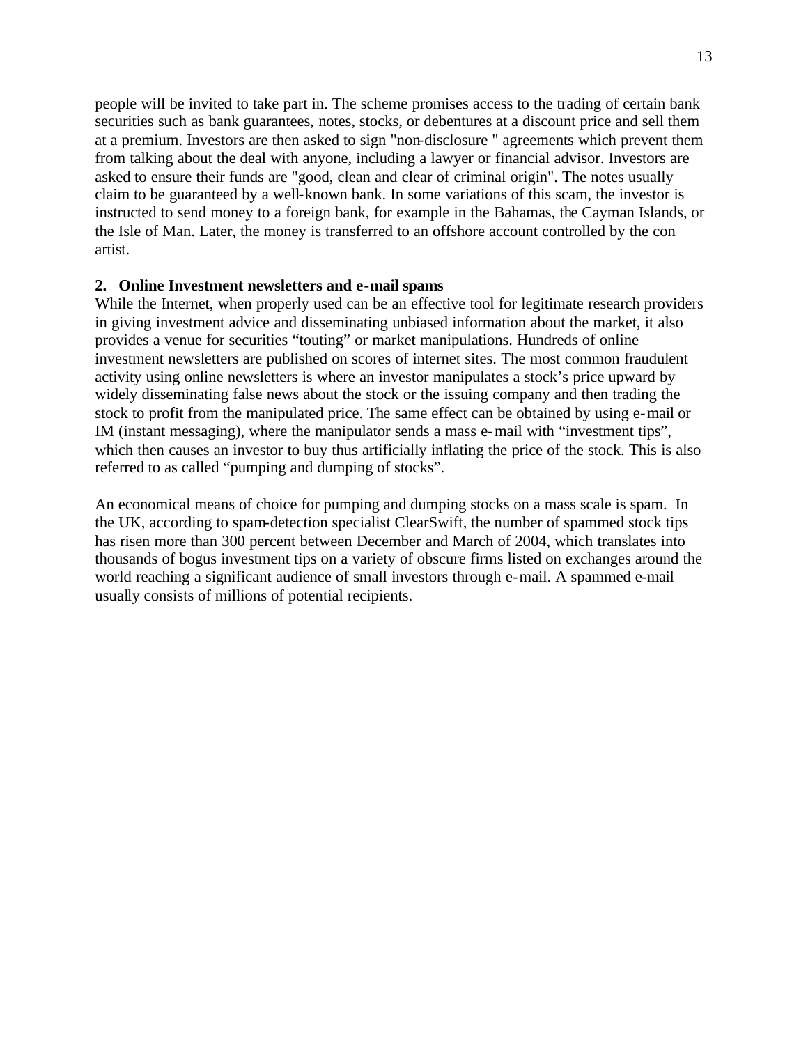people will be invited to take part in. The scheme promises access to the trading of certain bank securities such as bank guarantees, notes, stocks, or debentures at a discount price and sell them at a premium. Investors are then asked to sign "non-disclosure " agreements which prevent them from talking about the deal with anyone, including a lawyer or financial advisor. Investors are asked to ensure their funds are "good, clean and clear of criminal origin". The notes usually claim to be guaranteed by a well-known bank. In some variations of this scam, the investor is instructed to send money to a foreign bank, for example in the Bahamas, the Cayman Islands, or the Isle of Man. Later, the money is transferred to an offshore account controlled by the con artist.

**2. Online Investment newsletters and e-mail spams**

While the Internet, when properly used can be an effective tool for legitimate research providers in giving investment advice and disseminating unbiased information about the market, it also provides a venue for securities "touting" or market manipulations. Hundreds of online investment newsletters are published on scores of internet sites. The most common fraudulent activity using online newsletters is where an investor manipulates a stock's price upward by widely disseminating false news about the stock or the issuing company and then trading the stock to profit from the manipulated price. The same effect can be obtained by using e-mail or IM (instant messaging), where the manipulator sends a mass e-mail with "investment tips", which then causes an investor to buy thus artificially inflating the price of the stock. This is also referred to as called "pumping and dumping of stocks".

An economical means of choice for pumping and dumping stocks on a mass scale is spam. In the UK, according to spam-detection specialist ClearSwift, the number of spammed stock tips has risen more than 300 percent between December and March of 2004, which translates into thousands of bogus investment tips on a variety of obscure firms listed on exchanges around the world reaching a significant audience of small investors through e-mail. A spammed e-mail usually consists of millions of potential recipients.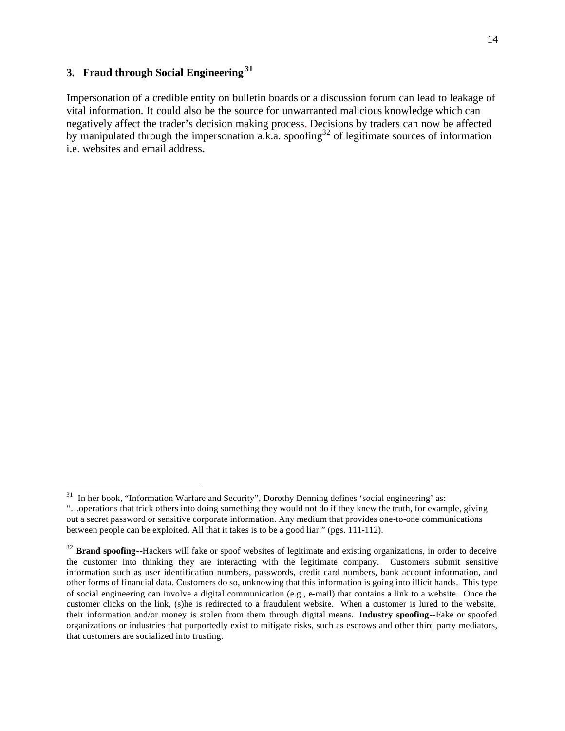### 3. Fraud through Social Engineering [31]

Impersonation of a credible entity on bulletin boards or a discussion forum can lead to leakage of vital information. It could also be the source for unwarranted malicious knowledge which can negatively affect the trader's decision making process. Decisions by traders can now be affected by manipulated through the impersonation a.k.a. spoofing[32] of legitimate sources of information i.e. websites and email address**.**

---

[31] In her book, "Information Warfare and Security", Dorothy Denning defines 'social engineering' as: "…operations that trick others into doing something they would not do if they knew the truth, for example, giving out a secret password or sensitive corporate information. Any medium that provides one-to-one communications between people can be exploited. All that it takes is to be a good liar." (pgs. 111-112).

[32] **Brand spoofing**--Hackers will fake or spoof websites of legitimate and existing organizations, in order to deceive the customer into thinking they are interacting with the legitimate company. Customers submit sensitive information such as user identification numbers, passwords, credit card numbers, bank account information, and other forms of financial data. Customers do so, unknowing that this information is going into illicit hands. This type of social engineering can involve a digital communication (e.g., e-mail) that contains a link to a website. Once the customer clicks on the link, (s)he is redirected to a fraudulent website. When a customer is lured to the website, their information and/or money is stolen from them through digital means. **Industry spoofing**--Fake or spoofed organizations or industries that purportedly exist to mitigate risks, such as escrows and other third party mediators, that customers are socialized into trusting.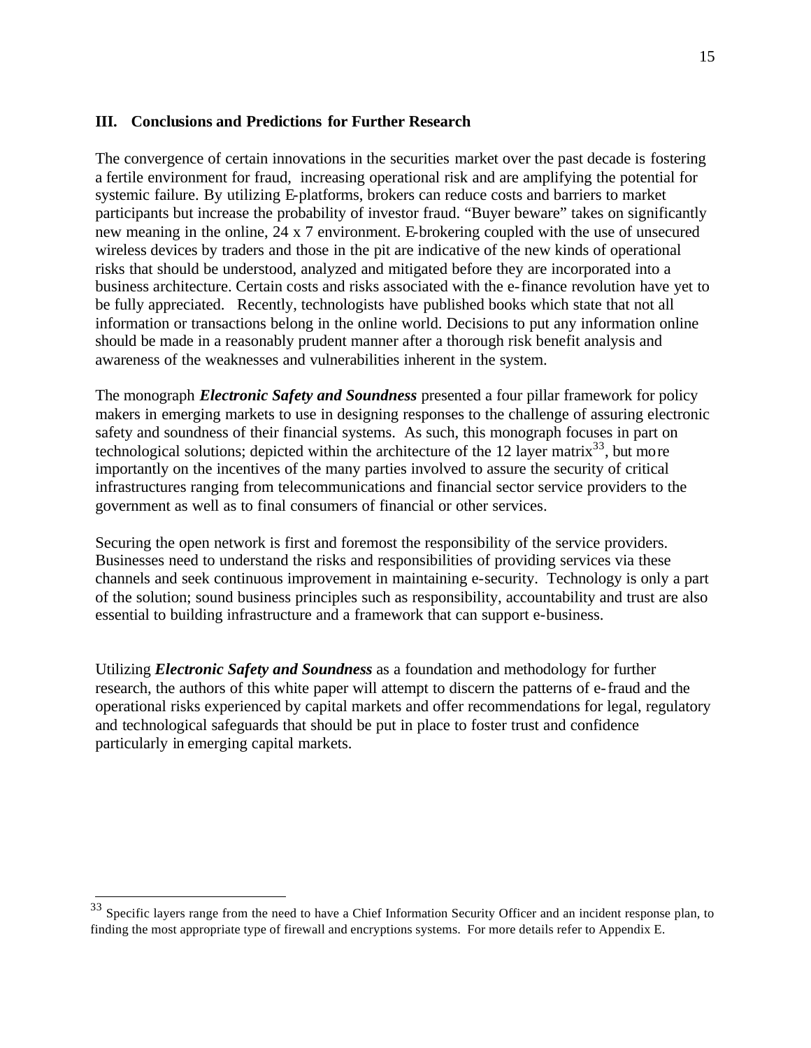### III. Conclusions and Predictions for Further Research

The convergence of certain innovations in the securities market over the past decade is fostering a fertile environment for fraud, increasing operational risk and are amplifying the potential for systemic failure. By utilizing E-platforms, brokers can reduce costs and barriers to market participants but increase the probability of investor fraud. "Buyer beware" takes on significantly new meaning in the online, 24 x 7 environment. E-brokering coupled with the use of unsecured wireless devices by traders and those in the pit are indicative of the new kinds of operational risks that should be understood, analyzed and mitigated before they are incorporated into a business architecture. Certain costs and risks associated with the e-finance revolution have yet to be fully appreciated. Recently, technologists have published books which state that not all information or transactions belong in the online world. Decisions to put any information online should be made in a reasonably prudent manner after a thorough risk benefit analysis and awareness of the weaknesses and vulnerabilities inherent in the system.

The monograph ***Electronic Safety and Soundness*** presented a four pillar framework for policy makers in emerging markets to use in designing responses to the challenge of assuring electronic safety and soundness of their financial systems. As such, this monograph focuses in part on technological solutions; depicted within the architecture of the 12 layer matrix[33], but more importantly on the incentives of the many parties involved to assure the security of critical infrastructures ranging from telecommunications and financial sector service providers to the government as well as to final consumers of financial or other services.

Securing the open network is first and foremost the responsibility of the service providers. Businesses need to understand the risks and responsibilities of providing services via these channels and seek continuous improvement in maintaining e-security. Technology is only a part of the solution; sound business principles such as responsibility, accountability and trust are also essential to building infrastructure and a framework that can support e-business.

Utilizing ***Electronic Safety and Soundness*** as a foundation and methodology for further research, the authors of this white paper will attempt to discern the patterns of e-fraud and the operational risks experienced by capital markets and offer recommendations for legal, regulatory and technological safeguards that should be put in place to foster trust and confidence particularly in emerging capital markets.

---

[33] Specific layers range from the need to have a Chief Information Security Officer and an incident response plan, to finding the most appropriate type of firewall and encryptions systems. For more details refer to Appendix E.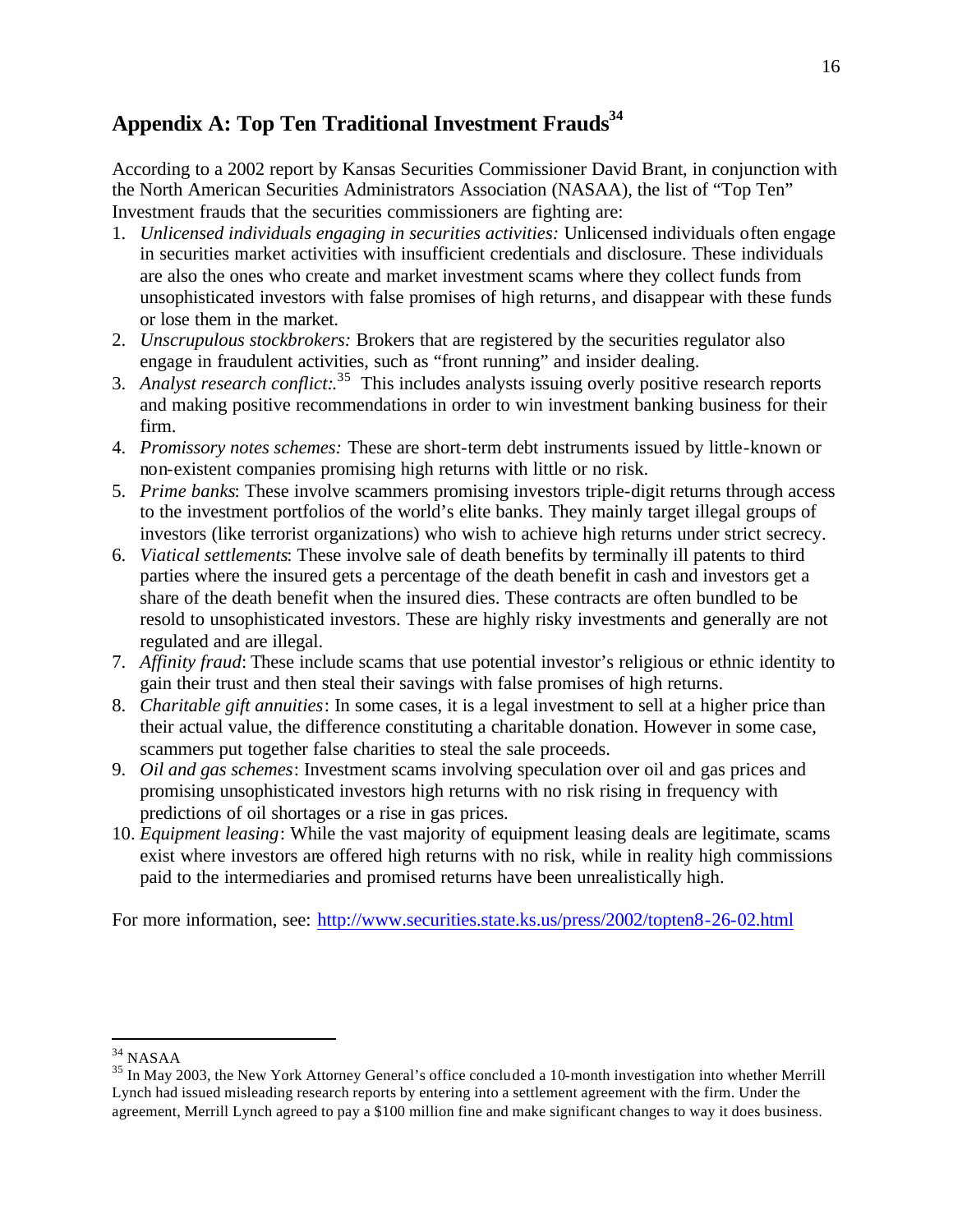## Appendix A: Top Ten Traditional Investment Frauds[34]

According to a 2002 report by Kansas Securities Commissioner David Brant, in conjunction with the North American Securities Administrators Association (NASAA), the list of "Top Ten" Investment frauds that the securities commissioners are fighting are:

1. *Unlicensed individuals engaging in securities activities:* Unlicensed individuals often engage in securities market activities with insufficient credentials and disclosure. These individuals are also the ones who create and market investment scams where they collect funds from unsophisticated investors with false promises of high returns, and disappear with these funds or lose them in the market.
2. *Unscrupulous stockbrokers:* Brokers that are registered by the securities regulator also engage in fraudulent activities, such as "front running" and insider dealing.
3. *Analyst research conflict:*.[35] This includes analysts issuing overly positive research reports and making positive recommendations in order to win investment banking business for their firm.
4. *Promissory notes schemes:* These are short-term debt instruments issued by little-known or non-existent companies promising high returns with little or no risk.
5. *Prime banks*: These involve scammers promising investors triple-digit returns through access to the investment portfolios of the world's elite banks. They mainly target illegal groups of investors (like terrorist organizations) who wish to achieve high returns under strict secrecy.
6. *Viatical settlements*: These involve sale of death benefits by terminally ill patents to third parties where the insured gets a percentage of the death benefit in cash and investors get a share of the death benefit when the insured dies. These contracts are often bundled to be resold to unsophisticated investors. These are highly risky investments and generally are not regulated and are illegal.
7. *Affinity fraud*: These include scams that use potential investor's religious or ethnic identity to gain their trust and then steal their savings with false promises of high returns.
8. *Charitable gift annuities*: In some cases, it is a legal investment to sell at a higher price than their actual value, the difference constituting a charitable donation. However in some case, scammers put together false charities to steal the sale proceeds.
9. *Oil and gas schemes*: Investment scams involving speculation over oil and gas prices and promising unsophisticated investors high returns with no risk rising in frequency with predictions of oil shortages or a rise in gas prices.
10. *Equipment leasing*: While the vast majority of equipment leasing deals are legitimate, scams exist where investors are offered high returns with no risk, while in reality high commissions paid to the intermediaries and promised returns have been unrealistically high.

For more information, see: http://www.securities.state.ks.us/press/2002/topten8-26-02.html

---

[34] NASAA

[35] In May 2003, the New York Attorney General's office concluded a 10-month investigation into whether Merrill Lynch had issued misleading research reports by entering into a settlement agreement with the firm. Under the agreement, Merrill Lynch agreed to pay a $100 million fine and make significant changes to way it does business.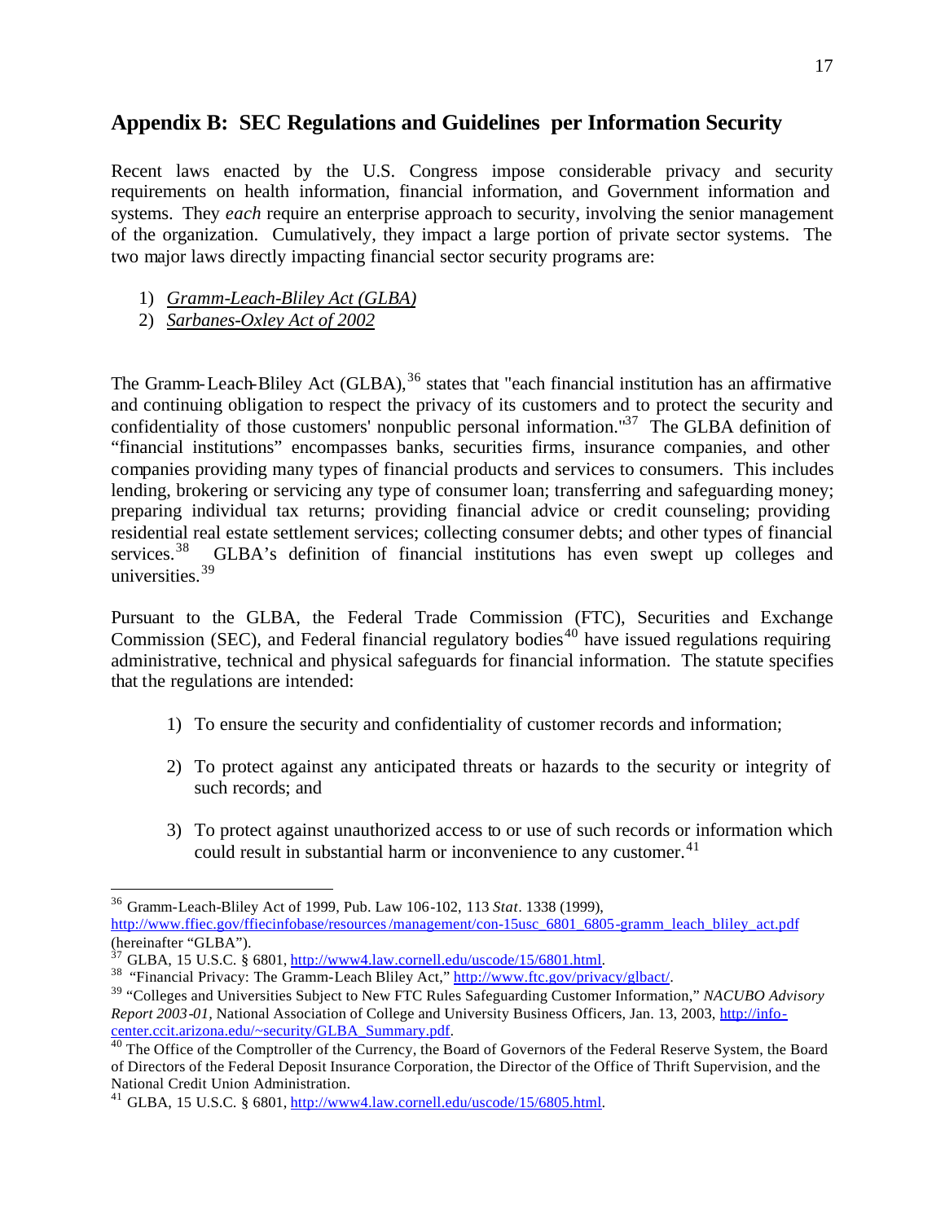## Appendix B: SEC Regulations and Guidelines per Information Security

Recent laws enacted by the U.S. Congress impose considerable privacy and security requirements on health information, financial information, and Government information and systems. They *each* require an enterprise approach to security, involving the senior management of the organization. Cumulatively, they impact a large portion of private sector systems. The two major laws directly impacting financial sector security programs are:

1) *Gramm-Leach-Bliley Act (GLBA)*
2) *Sarbanes-Oxley Act of 2002*

The Gramm-Leach-Bliley Act (GLBA),[36] states that "each financial institution has an affirmative and continuing obligation to respect the privacy of its customers and to protect the security and confidentiality of those customers' nonpublic personal information."[37] The GLBA definition of "financial institutions" encompasses banks, securities firms, insurance companies, and other companies providing many types of financial products and services to consumers. This includes lending, brokering or servicing any type of consumer loan; transferring and safeguarding money; preparing individual tax returns; providing financial advice or credit counseling; providing residential real estate settlement services; collecting consumer debts; and other types of financial services.[38] GLBA's definition of financial institutions has even swept up colleges and universities.[39]

Pursuant to the GLBA, the Federal Trade Commission (FTC), Securities and Exchange Commission (SEC), and Federal financial regulatory bodies[40] have issued regulations requiring administrative, technical and physical safeguards for financial information. The statute specifies that the regulations are intended:

1) To ensure the security and confidentiality of customer records and information;

2) To protect against any anticipated threats or hazards to the security or integrity of such records; and

3) To protect against unauthorized access to or use of such records or information which could result in substantial harm or inconvenience to any customer.[41]

---

[36] Gramm-Leach-Bliley Act of 1999, Pub. Law 106-102, 113 *Stat*. 1338 (1999), http://www.ffiec.gov/ffiecinfobase/resources/management/con-15usc_6801_6805-gramm_leach_bliley_act.pdf (hereinafter "GLBA").

[37] GLBA, 15 U.S.C. § 6801, http://www4.law.cornell.edu/uscode/15/6801.html.

[38] "Financial Privacy: The Gramm-Leach Bliley Act," http://www.ftc.gov/privacy/glbact/.

[39] "Colleges and Universities Subject to New FTC Rules Safeguarding Customer Information," *NACUBO Advisory Report 2003-01*, National Association of College and University Business Officers, Jan. 13, 2003, http://info-center.ccit.arizona.edu/~security/GLBA_Summary.pdf.

[40] The Office of the Comptroller of the Currency, the Board of Governors of the Federal Reserve System, the Board of Directors of the Federal Deposit Insurance Corporation, the Director of the Office of Thrift Supervision, and the National Credit Union Administration.

[41] GLBA, 15 U.S.C. § 6801, http://www4.law.cornell.edu/uscode/15/6805.html.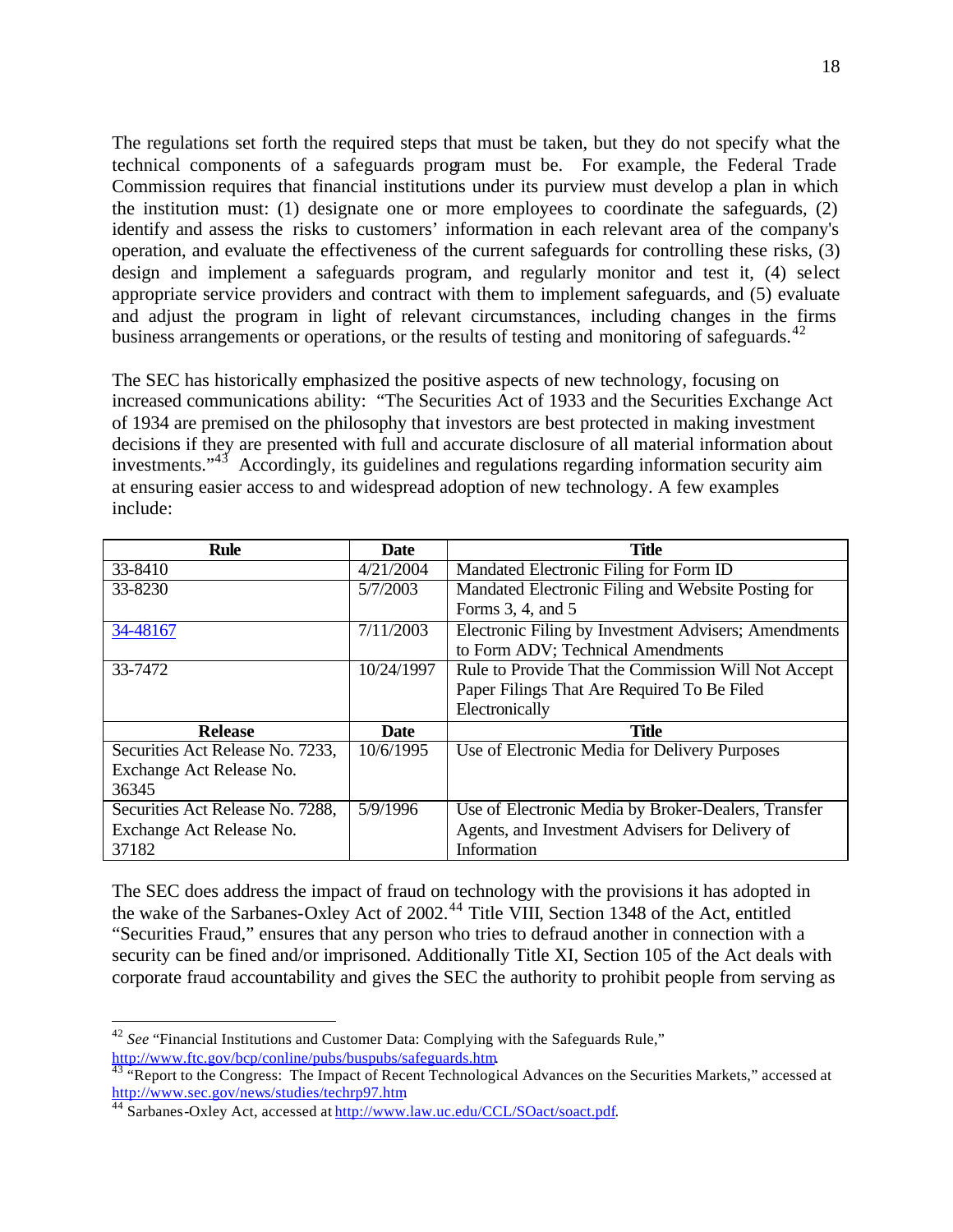The regulations set forth the required steps that must be taken, but they do not specify what the technical components of a safeguards program must be. For example, the Federal Trade Commission requires that financial institutions under its purview must develop a plan in which the institution must: (1) designate one or more employees to coordinate the safeguards, (2) identify and assess the risks to customers' information in each relevant area of the company's operation, and evaluate the effectiveness of the current safeguards for controlling these risks, (3) design and implement a safeguards program, and regularly monitor and test it, (4) select appropriate service providers and contract with them to implement safeguards, and (5) evaluate and adjust the program in light of relevant circumstances, including changes in the firms business arrangements or operations, or the results of testing and monitoring of safeguards.[42]

The SEC has historically emphasized the positive aspects of new technology, focusing on increased communications ability: "The Securities Act of 1933 and the Securities Exchange Act of 1934 are premised on the philosophy that investors are best protected in making investment decisions if they are presented with full and accurate disclosure of all material information about investments."[43] Accordingly, its guidelines and regulations regarding information security aim at ensuring easier access to and widespread adoption of new technology. A few examples include:

| Rule | Date | Title |
| --- | --- | --- |
| 33-8410 | 4/21/2004 | Mandated Electronic Filing for Form ID |
| 33-8230 | 5/7/2003 | Mandated Electronic Filing and Website Posting for Forms 3, 4, and 5 |
| 34-48167 | 7/11/2003 | Electronic Filing by Investment Advisers; Amendments to Form ADV; Technical Amendments |
| 33-7472 | 10/24/1997 | Rule to Provide That the Commission Will Not Accept Paper Filings That Are Required To Be Filed Electronically |
| **Release** | **Date** | **Title** |
| Securities Act Release No. 7233, Exchange Act Release No. 36345 | 10/6/1995 | Use of Electronic Media for Delivery Purposes |
| Securities Act Release No. 7288, Exchange Act Release No. 37182 | 5/9/1996 | Use of Electronic Media by Broker-Dealers, Transfer Agents, and Investment Advisers for Delivery of Information |

The SEC does address the impact of fraud on technology with the provisions it has adopted in the wake of the Sarbanes-Oxley Act of 2002.[44] Title VIII, Section 1348 of the Act, entitled "Securities Fraud," ensures that any person who tries to defraud another in connection with a security can be fined and/or imprisoned. Additionally Title XI, Section 105 of the Act deals with corporate fraud accountability and gives the SEC the authority to prohibit people from serving as

---

[42] *See* "Financial Institutions and Customer Data: Complying with the Safeguards Rule," http://www.ftc.gov/bcp/conline/pubs/buspubs/safeguards.htm.

[43] "Report to the Congress: The Impact of Recent Technological Advances on the Securities Markets," accessed at http://www.sec.gov/news/studies/techrp97.htm

[44] Sarbanes-Oxley Act, accessed at http://www.law.uc.edu/CCL/SOact/soact.pdf.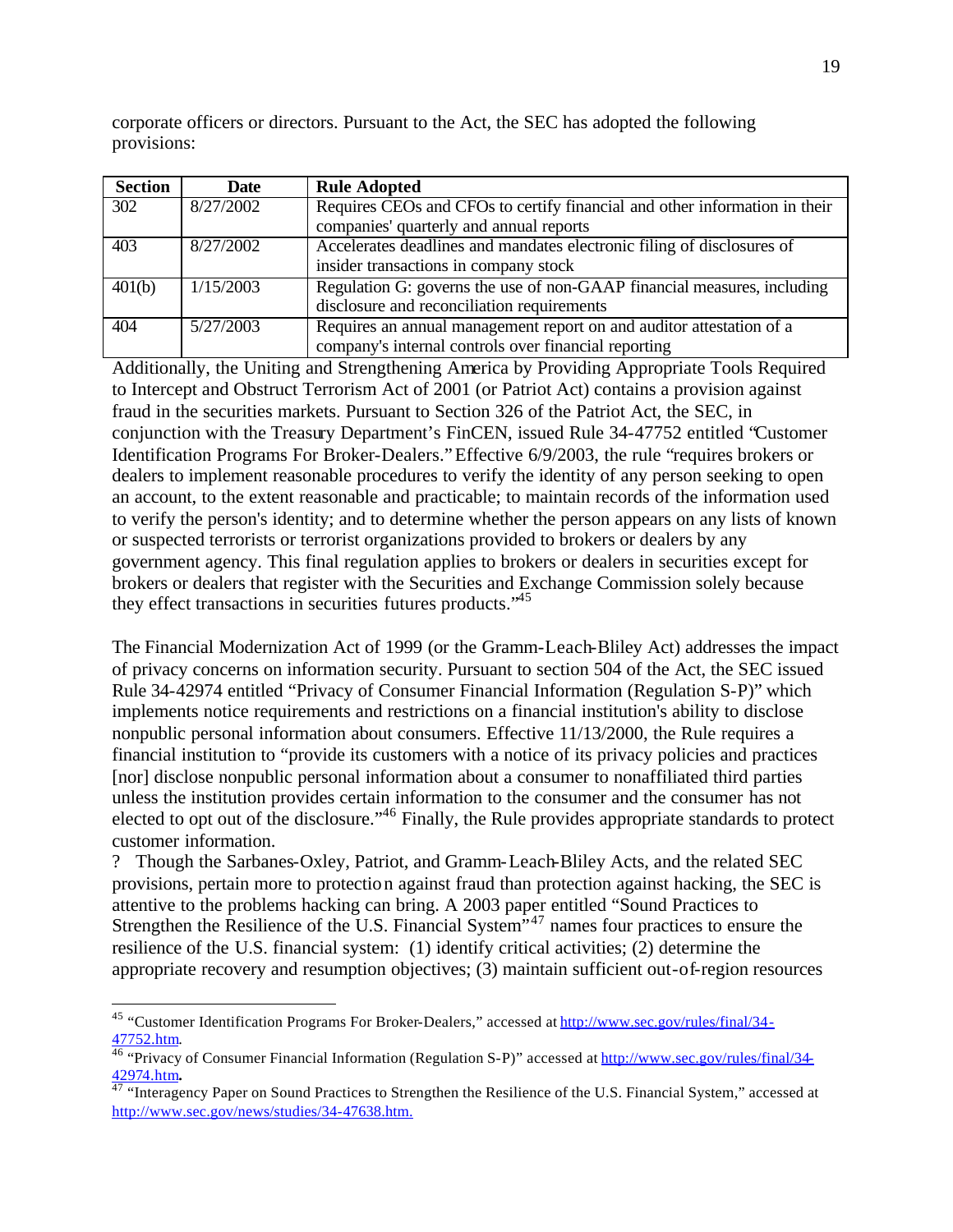corporate officers or directors. Pursuant to the Act, the SEC has adopted the following provisions:

| Section | Date | Rule Adopted |
|---|---|---|
| 302 | 8/27/2002 | Requires CEOs and CFOs to certify financial and other information in their companies' quarterly and annual reports |
| 403 | 8/27/2002 | Accelerates deadlines and mandates electronic filing of disclosures of insider transactions in company stock |
| 401(b) | 1/15/2003 | Regulation G: governs the use of non-GAAP financial measures, including disclosure and reconciliation requirements |
| 404 | 5/27/2003 | Requires an annual management report on and auditor attestation of a company's internal controls over financial reporting |

Additionally, the Uniting and Strengthening America by Providing Appropriate Tools Required to Intercept and Obstruct Terrorism Act of 2001 (or Patriot Act) contains a provision against fraud in the securities markets. Pursuant to Section 326 of the Patriot Act, the SEC, in conjunction with the Treasury Department's FinCEN, issued Rule 34-47752 entitled "Customer Identification Programs For Broker-Dealers." Effective 6/9/2003, the rule "requires brokers or dealers to implement reasonable procedures to verify the identity of any person seeking to open an account, to the extent reasonable and practicable; to maintain records of the information used to verify the person's identity; and to determine whether the person appears on any lists of known or suspected terrorists or terrorist organizations provided to brokers or dealers by any government agency. This final regulation applies to brokers or dealers in securities except for brokers or dealers that register with the Securities and Exchange Commission solely because they effect transactions in securities futures products."[45]

The Financial Modernization Act of 1999 (or the Gramm-Leach-Bliley Act) addresses the impact of privacy concerns on information security. Pursuant to section 504 of the Act, the SEC issued Rule 34-42974 entitled "Privacy of Consumer Financial Information (Regulation S-P)" which implements notice requirements and restrictions on a financial institution's ability to disclose nonpublic personal information about consumers. Effective 11/13/2000, the Rule requires a financial institution to "provide its customers with a notice of its privacy policies and practices [nor] disclose nonpublic personal information about a consumer to nonaffiliated third parties unless the institution provides certain information to the consumer and the consumer has not elected to opt out of the disclosure."[46] Finally, the Rule provides appropriate standards to protect customer information.

? Though the Sarbanes-Oxley, Patriot, and Gramm-Leach-Bliley Acts, and the related SEC provisions, pertain more to protection against fraud than protection against hacking, the SEC is attentive to the problems hacking can bring. A 2003 paper entitled "Sound Practices to Strengthen the Resilience of the U.S. Financial System"[47] names four practices to ensure the resilience of the U.S. financial system: (1) identify critical activities; (2) determine the appropriate recovery and resumption objectives; (3) maintain sufficient out-of-region resources

---

[45] "Customer Identification Programs For Broker-Dealers," accessed at http://www.sec.gov/rules/final/34-47752.htm.

[46] "Privacy of Consumer Financial Information (Regulation S-P)" accessed at http://www.sec.gov/rules/final/34-42974.htm.

[47] "Interagency Paper on Sound Practices to Strengthen the Resilience of the U.S. Financial System," accessed at http://www.sec.gov/news/studies/34-47638.htm.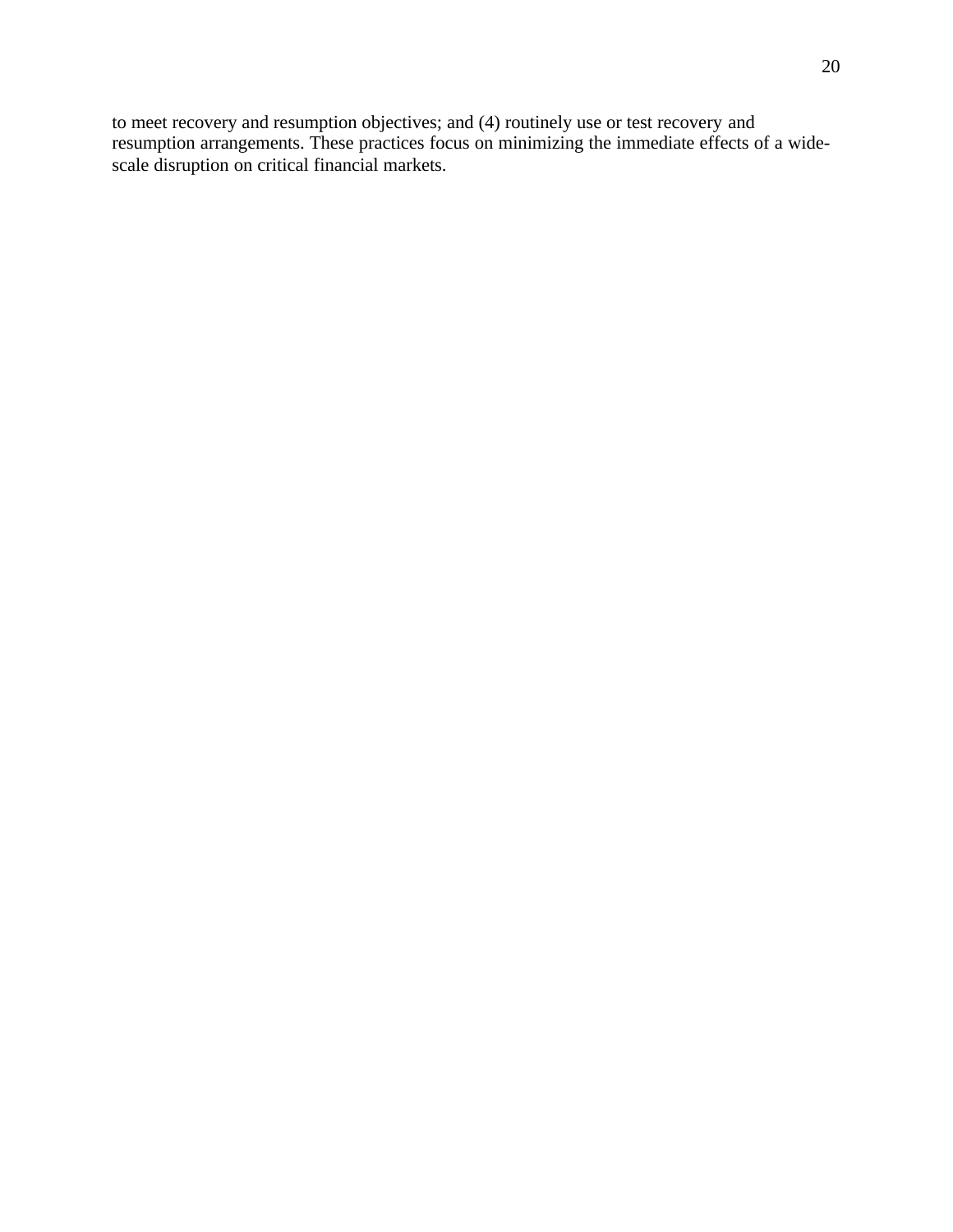to meet recovery and resumption objectives; and (4) routinely use or test recovery and resumption arrangements. These practices focus on minimizing the immediate effects of a wide-scale disruption on critical financial markets.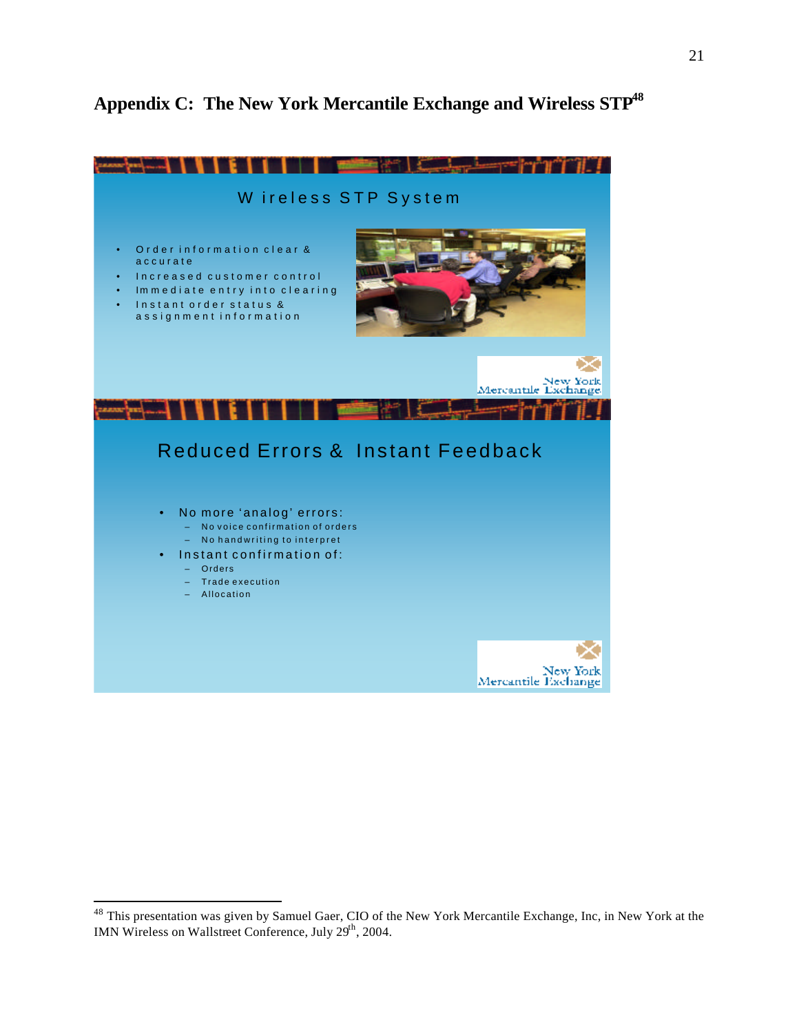## Appendix C: The New York Mercantile Exchange and Wireless STP[48]

W ireless STP System

- Order information clear & accurate
- Increased customer control
- Immediate entry into clearing
- Instant order status & assignment information

New York Mercantile Exchange

Reduced Errors & Instant Feedback

- No more 'analog' errors:
  - No voice confirmation of orders
  - No handwriting to interpret
- Instant confirmation of:
  - Orders
  - Trade execution
  - Allocation

New York Mercantile Exchange

---

[48] This presentation was given by Samuel Gaer, CIO of the New York Mercantile Exchange, Inc, in New York at the IMN Wireless on Wallstreet Conference, July 29th, 2004.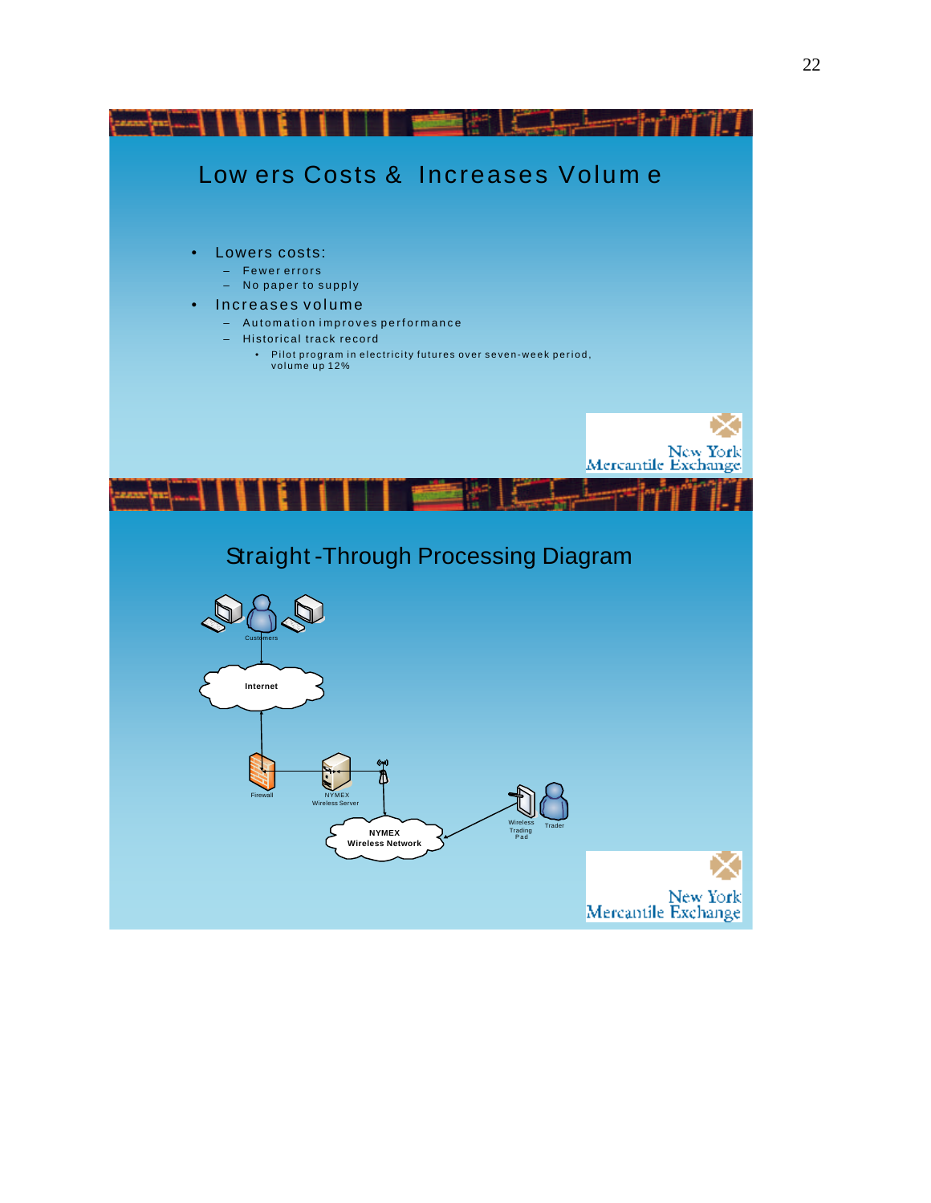## Lowers Costs & Increases Volume

- Lowers costs:
  - Fewer errors
  - No paper to supply
- Increases volume
  - Automation improves performance
  - Historical track record
    - Pilot program in electricity futures over seven-week period, volume up 12%

New York Mercantile Exchange

## Straight-Through Processing Diagram

Customers

Internet

Firewall

NYMEX Wireless Server

NYMEX Wireless Network

Wireless Trading Pad

Trader

New York Mercantile Exchange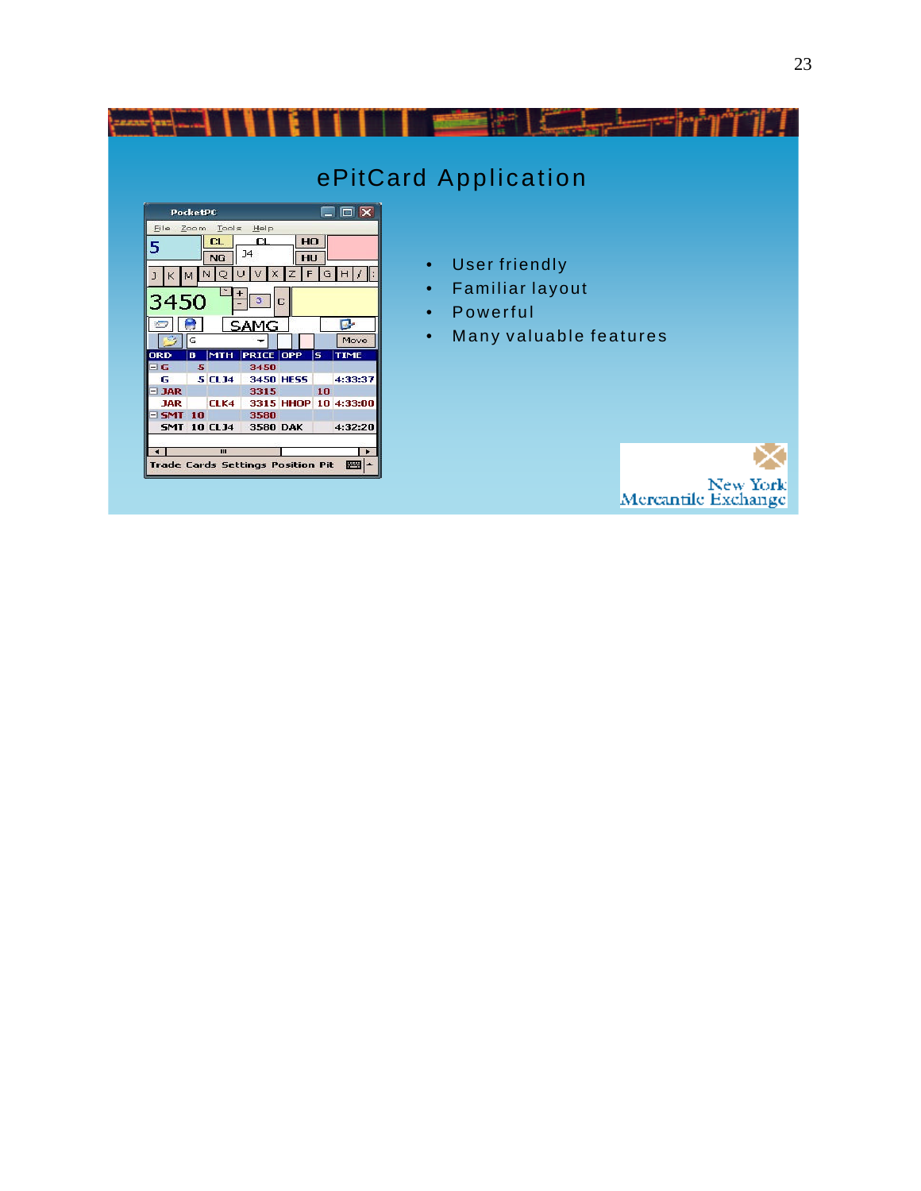## ePitCard Application

- User friendly
- Familiar layout
- Powerful
- Many valuable features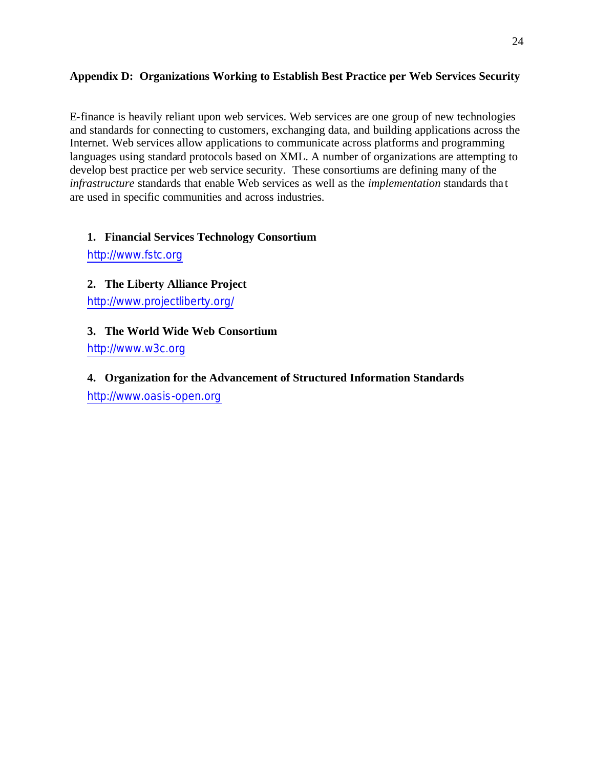## Appendix D: Organizations Working to Establish Best Practice per Web Services Security

E-finance is heavily reliant upon web services. Web services are one group of new technologies and standards for connecting to customers, exchanging data, and building applications across the Internet. Web services allow applications to communicate across platforms and programming languages using standard protocols based on XML. A number of organizations are attempting to develop best practice per web service security. These consortiums are defining many of the *infrastructure* standards that enable Web services as well as the *implementation* standards that are used in specific communities and across industries.

1. **Financial Services Technology Consortium**
   http://www.fstc.org

2. **The Liberty Alliance Project**
   http://www.projectliberty.org/

3. **The World Wide Web Consortium**
   http://www.w3c.org

4. **Organization for the Advancement of Structured Information Standards**
   http://www.oasis-open.org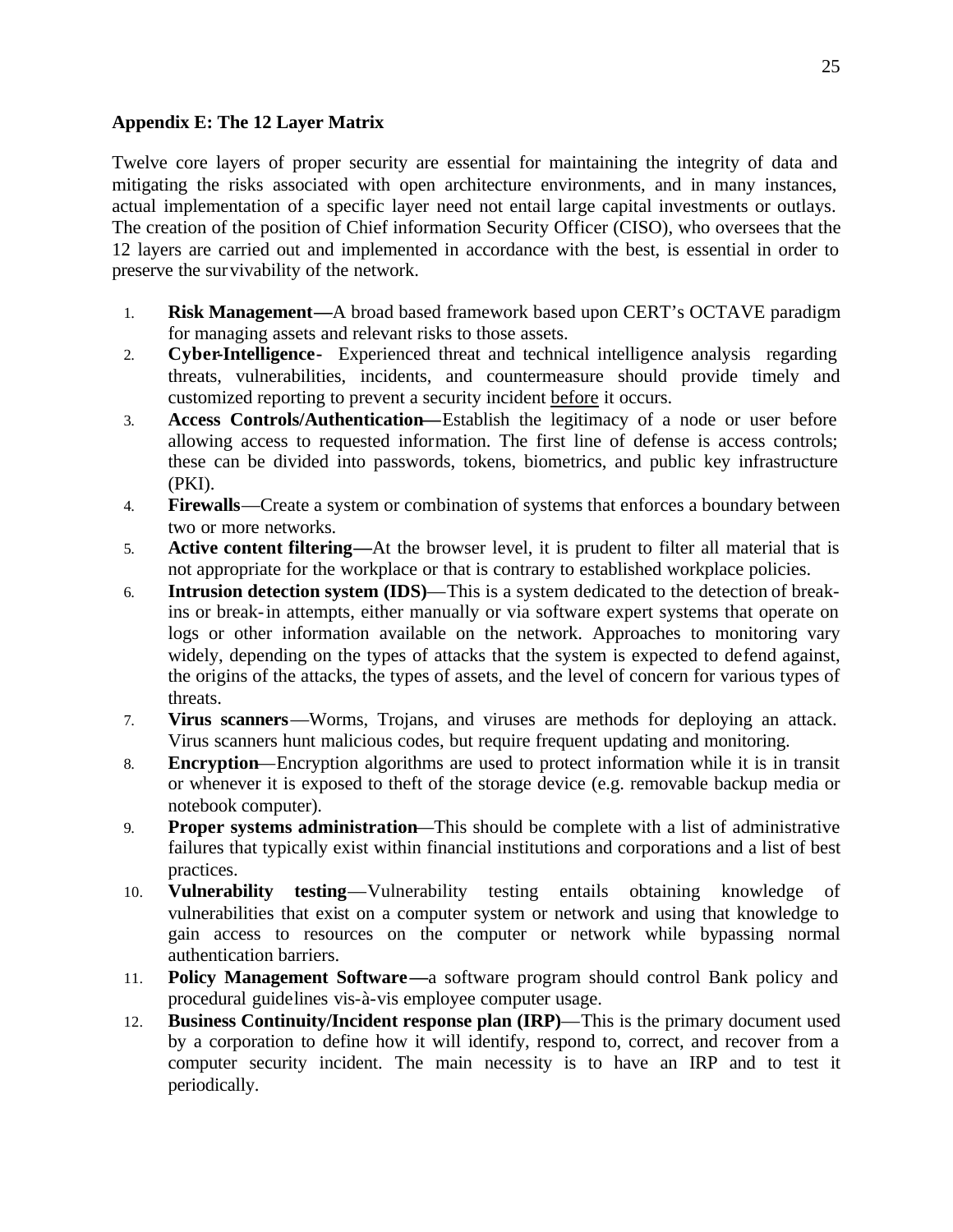**Appendix E: The 12 Layer Matrix**

Twelve core layers of proper security are essential for maintaining the integrity of data and mitigating the risks associated with open architecture environments, and in many instances, actual implementation of a specific layer need not entail large capital investments or outlays. The creation of the position of Chief information Security Officer (CISO), who oversees that the 12 layers are carried out and implemented in accordance with the best, is essential in order to preserve the survivability of the network.

1. **Risk Management—**A broad based framework based upon CERT's OCTAVE paradigm for managing assets and relevant risks to those assets.
2. **Cyber-Intelligence-** Experienced threat and technical intelligence analysis regarding threats, vulnerabilities, incidents, and countermeasure should provide timely and customized reporting to prevent a security incident <u>before</u> it occurs.
3. **Access Controls/Authentication—**Establish the legitimacy of a node or user before allowing access to requested information. The first line of defense is access controls; these can be divided into passwords, tokens, biometrics, and public key infrastructure (PKI).
4. **Firewalls**—Create a system or combination of systems that enforces a boundary between two or more networks.
5. **Active content filtering—**At the browser level, it is prudent to filter all material that is not appropriate for the workplace or that is contrary to established workplace policies.
6. **Intrusion detection system (IDS)**—This is a system dedicated to the detection of break-ins or break-in attempts, either manually or via software expert systems that operate on logs or other information available on the network. Approaches to monitoring vary widely, depending on the types of attacks that the system is expected to defend against, the origins of the attacks, the types of assets, and the level of concern for various types of threats.
7. **Virus scanners**—Worms, Trojans, and viruses are methods for deploying an attack. Virus scanners hunt malicious codes, but require frequent updating and monitoring.
8. **Encryption**—Encryption algorithms are used to protect information while it is in transit or whenever it is exposed to theft of the storage device (e.g. removable backup media or notebook computer).
9. **Proper systems administration**—This should be complete with a list of administrative failures that typically exist within financial institutions and corporations and a list of best practices.
10. **Vulnerability testing**—Vulnerability testing entails obtaining knowledge of vulnerabilities that exist on a computer system or network and using that knowledge to gain access to resources on the computer or network while bypassing normal authentication barriers.
11. **Policy Management Software—**a software program should control Bank policy and procedural guidelines vis-à-vis employee computer usage.
12. **Business Continuity/Incident response plan (IRP)**—This is the primary document used by a corporation to define how it will identify, respond to, correct, and recover from a computer security incident. The main necessity is to have an IRP and to test it periodically.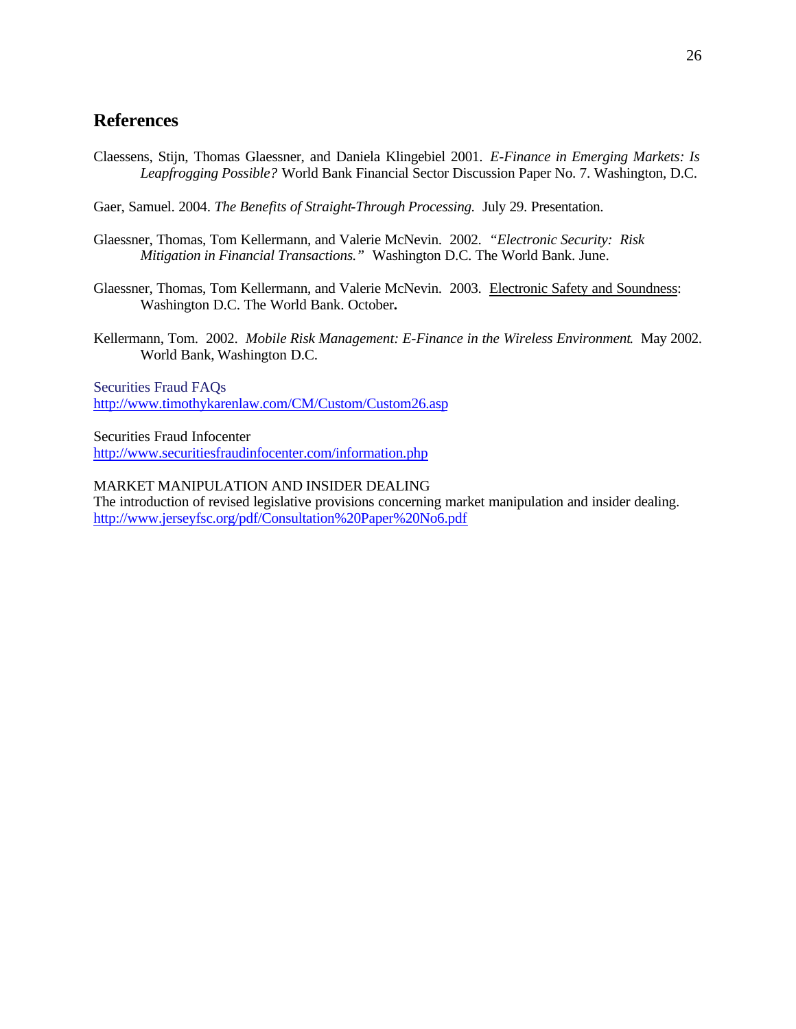## References

Claessens, Stijn, Thomas Glaessner, and Daniela Klingebiel 2001. *E-Finance in Emerging Markets: Is Leapfrogging Possible?* World Bank Financial Sector Discussion Paper No. 7. Washington, D.C.

Gaer, Samuel. 2004. *The Benefits of Straight-Through Processing.* July 29. Presentation.

Glaessner, Thomas, Tom Kellermann, and Valerie McNevin. 2002. *"Electronic Security: Risk Mitigation in Financial Transactions."* Washington D.C. The World Bank. June.

Glaessner, Thomas, Tom Kellermann, and Valerie McNevin. 2003. Electronic Safety and Soundness: Washington D.C. The World Bank. October**.**

Kellermann, Tom. 2002. *Mobile Risk Management: E-Finance in the Wireless Environment.* May 2002. World Bank, Washington D.C.

Securities Fraud FAQs
http://www.timothykarenlaw.com/CM/Custom/Custom26.asp

Securities Fraud Infocenter
http://www.securitiesfraudinfocenter.com/information.php

MARKET MANIPULATION AND INSIDER DEALING
The introduction of revised legislative provisions concerning market manipulation and insider dealing.
http://www.jerseyfsc.org/pdf/Consultation%20Paper%20No6.pdf